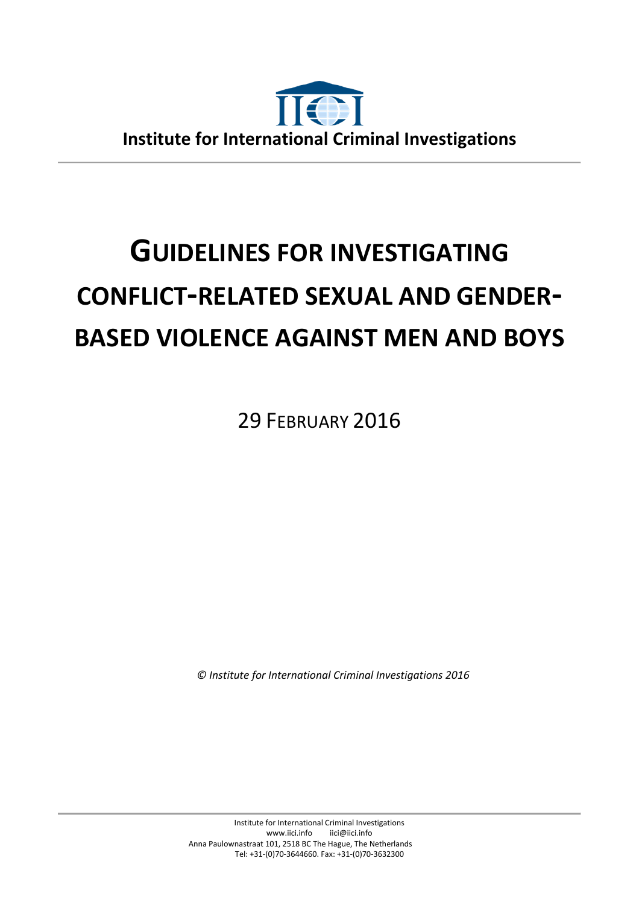**Institute for International Criminal Investigations**

# GUIDELINES FOR INVESTIGATING CONFLICT-RELATED SEXUAL AND GENDER-BASED VIOLENCE AGAINST MEN AND BOYS

29 FEBRUARY 2016

*© Institute for International Criminal Investigations 2016*

Institute for International Criminal Investigations
www.iici.info iici@iici.info
Anna Paulownastraat 101, 2518 BC The Hague, The Netherlands
Tel: +31-(0)70-3644660. Fax: +31-(0)70-3632300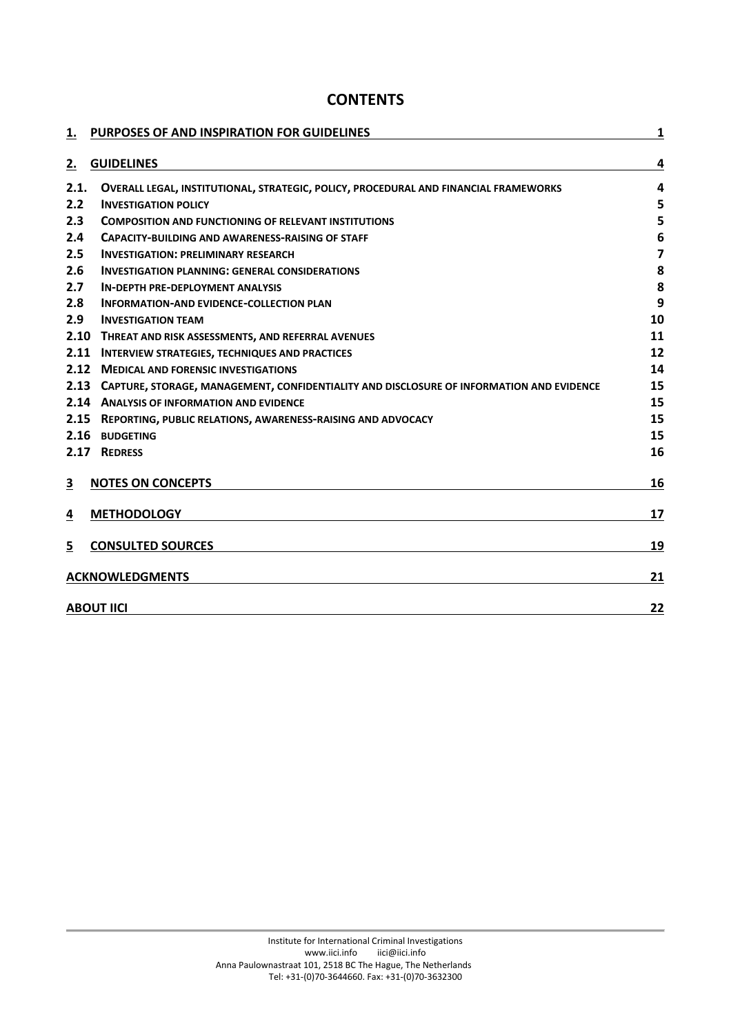# CONTENTS

| | | |
|---|---|---|
| **1.** | **PURPOSES OF AND INSPIRATION FOR GUIDELINES** | **1** |
| **2.** | **GUIDELINES** | **4** |
| **2.1.** | **OVERALL LEGAL, INSTITUTIONAL, STRATEGIC, POLICY, PROCEDURAL AND FINANCIAL FRAMEWORKS** | **4** |
| **2.2** | **INVESTIGATION POLICY** | **5** |
| **2.3** | **COMPOSITION AND FUNCTIONING OF RELEVANT INSTITUTIONS** | **5** |
| **2.4** | **CAPACITY-BUILDING AND AWARENESS-RAISING OF STAFF** | **6** |
| **2.5** | **INVESTIGATION: PRELIMINARY RESEARCH** | **7** |
| **2.6** | **INVESTIGATION PLANNING: GENERAL CONSIDERATIONS** | **8** |
| **2.7** | **IN-DEPTH PRE-DEPLOYMENT ANALYSIS** | **8** |
| **2.8** | **INFORMATION-AND EVIDENCE-COLLECTION PLAN** | **9** |
| **2.9** | **INVESTIGATION TEAM** | **10** |
| **2.10** | **THREAT AND RISK ASSESSMENTS, AND REFERRAL AVENUES** | **11** |
| **2.11** | **INTERVIEW STRATEGIES, TECHNIQUES AND PRACTICES** | **12** |
| **2.12** | **MEDICAL AND FORENSIC INVESTIGATIONS** | **14** |
| **2.13** | **CAPTURE, STORAGE, MANAGEMENT, CONFIDENTIALITY AND DISCLOSURE OF INFORMATION AND EVIDENCE** | **15** |
| **2.14** | **ANALYSIS OF INFORMATION AND EVIDENCE** | **15** |
| **2.15** | **REPORTING, PUBLIC RELATIONS, AWARENESS-RAISING AND ADVOCACY** | **15** |
| **2.16** | **BUDGETING** | **15** |
| **2.17** | **REDRESS** | **16** |
| **3** | **NOTES ON CONCEPTS** | **16** |
| **4** | **METHODOLOGY** | **17** |
| **5** | **CONSULTED SOURCES** | **19** |
| | **ACKNOWLEDGMENTS** | **21** |
| | **ABOUT IICI** | **22** |

Institute for International Criminal Investigations
www.iici.info iici@iici.info
Anna Paulownastraat 101, 2518 BC The Hague, The Netherlands
Tel: +31-(0)70-3644660. Fax: +31-(0)70-3632300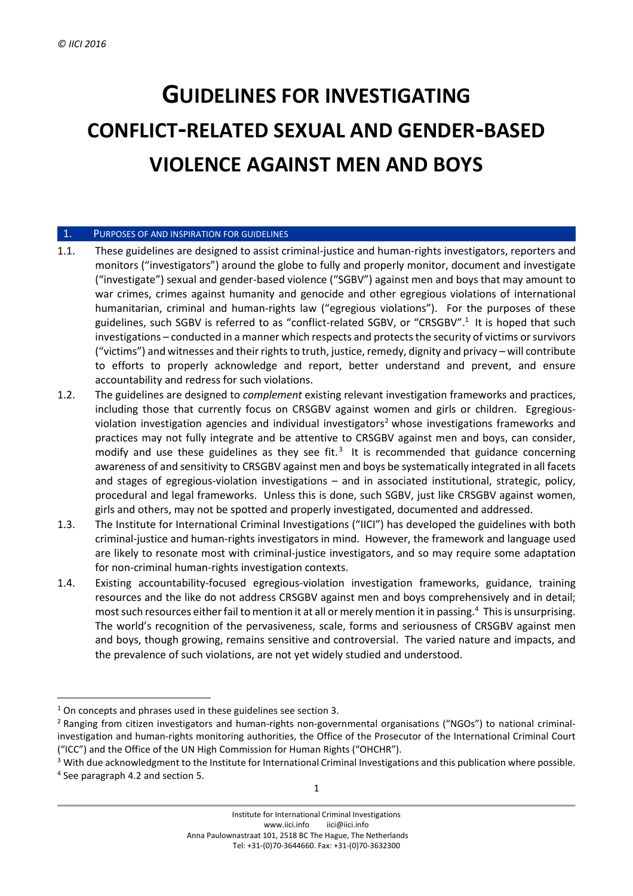# GUIDELINES FOR INVESTIGATING CONFLICT-RELATED SEXUAL AND GENDER-BASED VIOLENCE AGAINST MEN AND BOYS

## 1. PURPOSES OF AND INSPIRATION FOR GUIDELINES

1.1. These guidelines are designed to assist criminal-justice and human-rights investigators, reporters and monitors ("investigators") around the globe to fully and properly monitor, document and investigate ("investigate") sexual and gender-based violence ("SGBV") against men and boys that may amount to war crimes, crimes against humanity and genocide and other egregious violations of international humanitarian, criminal and human-rights law ("egregious violations"). For the purposes of these guidelines, such SGBV is referred to as "conflict-related SGBV, or "CRSGBV".[1] It is hoped that such investigations – conducted in a manner which respects and protects the security of victims or survivors ("victims") and witnesses and their rights to truth, justice, remedy, dignity and privacy – will contribute to efforts to properly acknowledge and report, better understand and prevent, and ensure accountability and redress for such violations.

1.2. The guidelines are designed to *complement* existing relevant investigation frameworks and practices, including those that currently focus on CRSGBV against women and girls or children. Egregious-violation investigation agencies and individual investigators[2] whose investigations frameworks and practices may not fully integrate and be attentive to CRSGBV against men and boys, can consider, modify and use these guidelines as they see fit.[3] It is recommended that guidance concerning awareness of and sensitivity to CRSGBV against men and boys be systematically integrated in all facets and stages of egregious-violation investigations – and in associated institutional, strategic, policy, procedural and legal frameworks. Unless this is done, such SGBV, just like CRSGBV against women, girls and others, may not be spotted and properly investigated, documented and addressed.

1.3. The Institute for International Criminal Investigations ("IICI") has developed the guidelines with both criminal-justice and human-rights investigators in mind. However, the framework and language used are likely to resonate most with criminal-justice investigators, and so may require some adaptation for non-criminal human-rights investigation contexts.

1.4. Existing accountability-focused egregious-violation investigation frameworks, guidance, training resources and the like do not address CRSGBV against men and boys comprehensively and in detail; most such resources either fail to mention it at all or merely mention it in passing.[4] This is unsurprising. The world's recognition of the pervasiveness, scale, forms and seriousness of CRSGBV against men and boys, though growing, remains sensitive and controversial. The varied nature and impacts, and the prevalence of such violations, are not yet widely studied and understood.

---

[1] On concepts and phrases used in these guidelines see section 3.

[2] Ranging from citizen investigators and human-rights non-governmental organisations ("NGOs") to national criminal-investigation and human-rights monitoring authorities, the Office of the Prosecutor of the International Criminal Court ("ICC") and the Office of the UN High Commission for Human Rights ("OHCHR").

[3] With due acknowledgment to the Institute for International Criminal Investigations and this publication where possible.

[4] See paragraph 4.2 and section 5.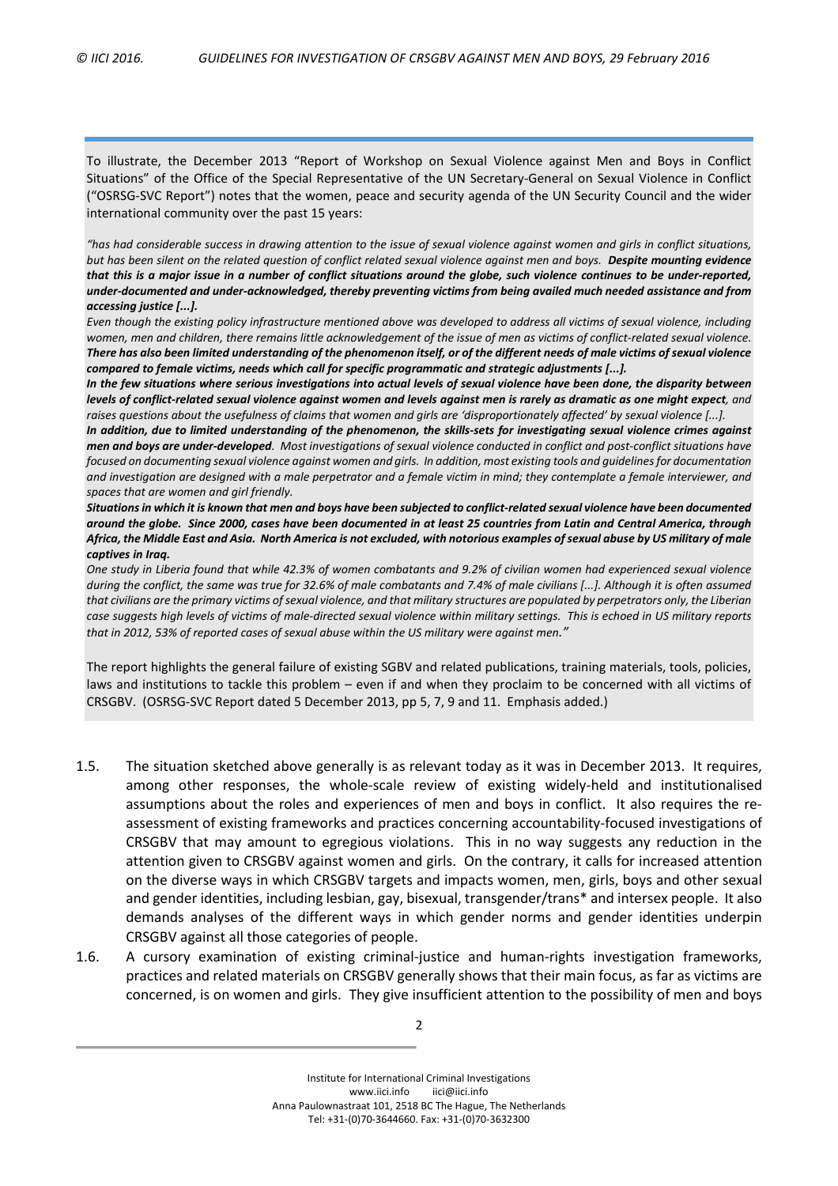To illustrate, the December 2013 "Report of Workshop on Sexual Violence against Men and Boys in Conflict Situations" of the Office of the Special Representative of the UN Secretary-General on Sexual Violence in Conflict ("OSRSG-SVC Report") notes that the women, peace and security agenda of the UN Security Council and the wider international community over the past 15 years:

*"has had considerable success in drawing attention to the issue of sexual violence against women and girls in conflict situations, but has been silent on the related question of conflict related sexual violence against men and boys.* ***Despite mounting evidence that this is a major issue in a number of conflict situations around the globe, such violence continues to be under-reported, under-documented and under-acknowledged, thereby preventing victims from being availed much needed assistance and from accessing justice [...].***

*Even though the existing policy infrastructure mentioned above was developed to address all victims of sexual violence, including women, men and children, there remains little acknowledgement of the issue of men as victims of conflict-related sexual violence.* ***There has also been limited understanding of the phenomenon itself, or of the different needs of male victims of sexual violence compared to female victims, needs which call for specific programmatic and strategic adjustments [...].***

***In the few situations where serious investigations into actual levels of sexual violence have been done, the disparity between levels of conflict-related sexual violence against women and levels against men is rarely as dramatic as one might expect****, and raises questions about the usefulness of claims that women and girls are 'disproportionately affected' by sexual violence [...].*

***In addition, due to limited understanding of the phenomenon, the skills-sets for investigating sexual violence crimes against men and boys are under-developed****. Most investigations of sexual violence conducted in conflict and post-conflict situations have focused on documenting sexual violence against women and girls. In addition, most existing tools and guidelines for documentation and investigation are designed with a male perpetrator and a female victim in mind; they contemplate a female interviewer, and spaces that are women and girl friendly.*

***Situations in which it is known that men and boys have been subjected to conflict-related sexual violence have been documented around the globe. Since 2000, cases have been documented in at least 25 countries from Latin and Central America, through Africa, the Middle East and Asia. North America is not excluded, with notorious examples of sexual abuse by US military of male captives in Iraq.***

*One study in Liberia found that while 42.3% of women combatants and 9.2% of civilian women had experienced sexual violence during the conflict, the same was true for 32.6% of male combatants and 7.4% of male civilians [...]. Although it is often assumed that civilians are the primary victims of sexual violence, and that military structures are populated by perpetrators only, the Liberian case suggests high levels of victims of male-directed sexual violence within military settings. This is echoed in US military reports that in 2012, 53% of reported cases of sexual abuse within the US military were against men."*

The report highlights the general failure of existing SGBV and related publications, training materials, tools, policies, laws and institutions to tackle this problem – even if and when they proclaim to be concerned with all victims of CRSGBV. (OSRSG-SVC Report dated 5 December 2013, pp 5, 7, 9 and 11. Emphasis added.)

1.5. The situation sketched above generally is as relevant today as it was in December 2013. It requires, among other responses, the whole-scale review of existing widely-held and institutionalised assumptions about the roles and experiences of men and boys in conflict. It also requires the re-assessment of existing frameworks and practices concerning accountability-focused investigations of CRSGBV that may amount to egregious violations. This in no way suggests any reduction in the attention given to CRSGBV against women and girls. On the contrary, it calls for increased attention on the diverse ways in which CRSGBV targets and impacts women, men, girls, boys and other sexual and gender identities, including lesbian, gay, bisexual, transgender/trans* and intersex people. It also demands analyses of the different ways in which gender norms and gender identities underpin CRSGBV against all those categories of people.

1.6. A cursory examination of existing criminal-justice and human-rights investigation frameworks, practices and related materials on CRSGBV generally shows that their main focus, as far as victims are concerned, is on women and girls. They give insufficient attention to the possibility of men and boys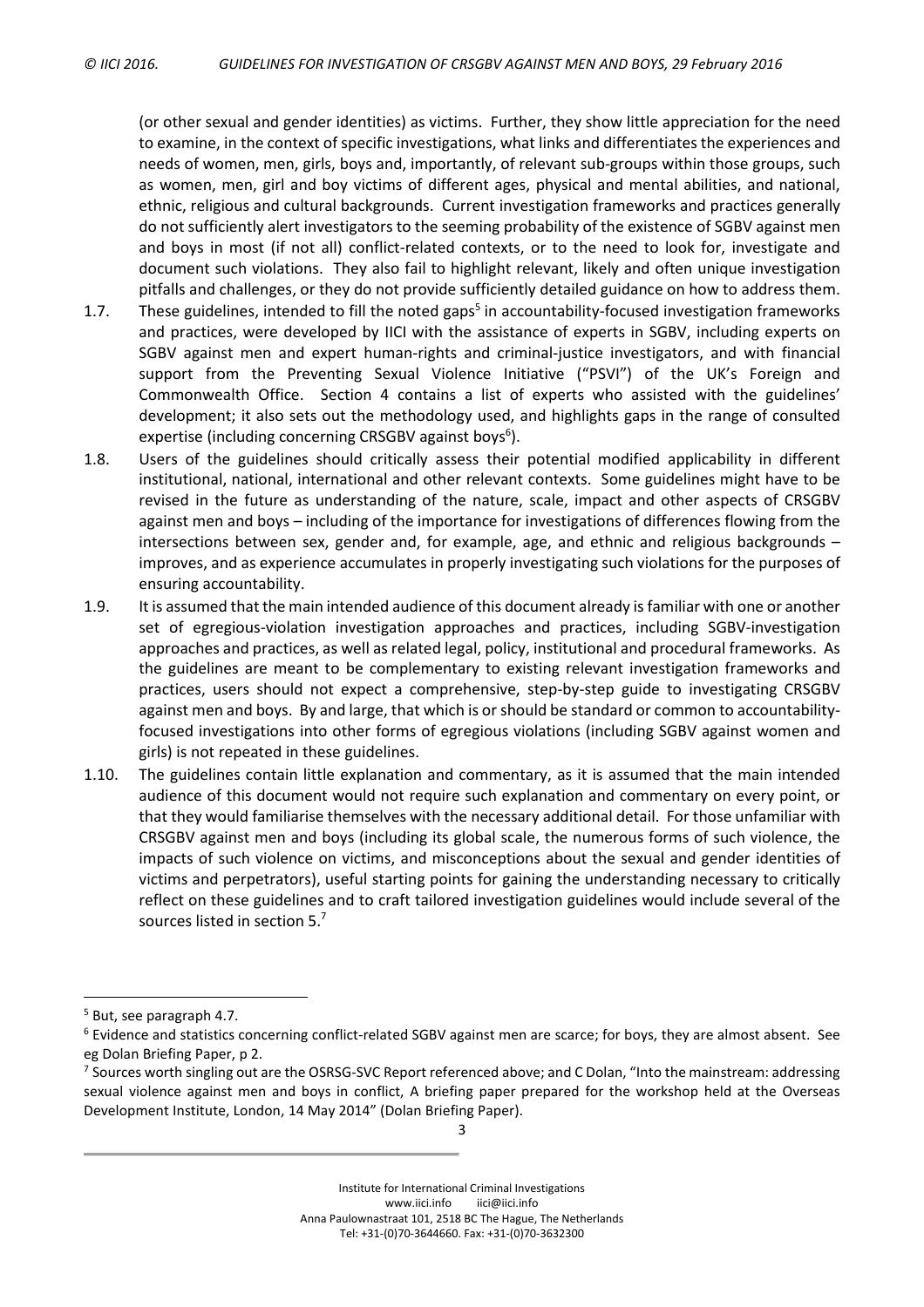(or other sexual and gender identities) as victims. Further, they show little appreciation for the need to examine, in the context of specific investigations, what links and differentiates the experiences and needs of women, men, girls, boys and, importantly, of relevant sub-groups within those groups, such as women, men, girl and boy victims of different ages, physical and mental abilities, and national, ethnic, religious and cultural backgrounds. Current investigation frameworks and practices generally do not sufficiently alert investigators to the seeming probability of the existence of SGBV against men and boys in most (if not all) conflict-related contexts, or to the need to look for, investigate and document such violations. They also fail to highlight relevant, likely and often unique investigation pitfalls and challenges, or they do not provide sufficiently detailed guidance on how to address them.

1.7. These guidelines, intended to fill the noted gaps[5] in accountability-focused investigation frameworks and practices, were developed by IICI with the assistance of experts in SGBV, including experts on SGBV against men and expert human-rights and criminal-justice investigators, and with financial support from the Preventing Sexual Violence Initiative ("PSVI") of the UK's Foreign and Commonwealth Office. Section 4 contains a list of experts who assisted with the guidelines' development; it also sets out the methodology used, and highlights gaps in the range of consulted expertise (including concerning CRSGBV against boys[6]).

1.8. Users of the guidelines should critically assess their potential modified applicability in different institutional, national, international and other relevant contexts. Some guidelines might have to be revised in the future as understanding of the nature, scale, impact and other aspects of CRSGBV against men and boys – including of the importance for investigations of differences flowing from the intersections between sex, gender and, for example, age, and ethnic and religious backgrounds – improves, and as experience accumulates in properly investigating such violations for the purposes of ensuring accountability.

1.9. It is assumed that the main intended audience of this document already is familiar with one or another set of egregious-violation investigation approaches and practices, including SGBV-investigation approaches and practices, as well as related legal, policy, institutional and procedural frameworks. As the guidelines are meant to be complementary to existing relevant investigation frameworks and practices, users should not expect a comprehensive, step-by-step guide to investigating CRSGBV against men and boys. By and large, that which is or should be standard or common to accountability-focused investigations into other forms of egregious violations (including SGBV against women and girls) is not repeated in these guidelines.

1.10. The guidelines contain little explanation and commentary, as it is assumed that the main intended audience of this document would not require such explanation and commentary on every point, or that they would familiarise themselves with the necessary additional detail. For those unfamiliar with CRSGBV against men and boys (including its global scale, the numerous forms of such violence, the impacts of such violence on victims, and misconceptions about the sexual and gender identities of victims and perpetrators), useful starting points for gaining the understanding necessary to critically reflect on these guidelines and to craft tailored investigation guidelines would include several of the sources listed in section 5.[7]

---

[5] But, see paragraph 4.7.

[6] Evidence and statistics concerning conflict-related SGBV against men are scarce; for boys, they are almost absent. See eg Dolan Briefing Paper, p 2.

[7] Sources worth singling out are the OSRSG-SVC Report referenced above; and C Dolan, "Into the mainstream: addressing sexual violence against men and boys in conflict, A briefing paper prepared for the workshop held at the Overseas Development Institute, London, 14 May 2014" (Dolan Briefing Paper).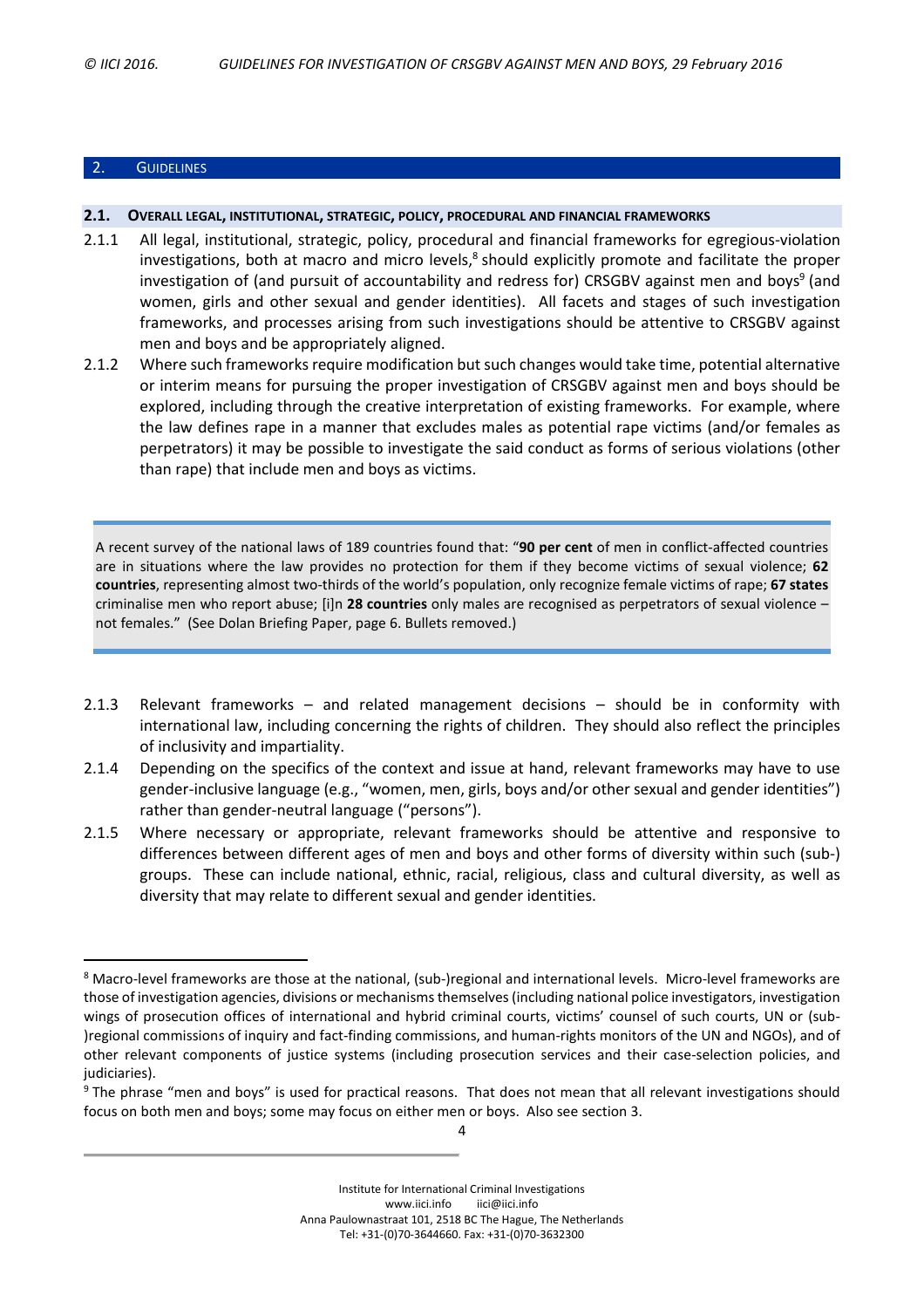## 2. Guidelines

### 2.1. Overall legal, institutional, strategic, policy, procedural and financial frameworks

2.1.1 All legal, institutional, strategic, policy, procedural and financial frameworks for egregious-violation investigations, both at macro and micro levels,[8] should explicitly promote and facilitate the proper investigation of (and pursuit of accountability and redress for) CRSGBV against men and boys[9] (and women, girls and other sexual and gender identities). All facets and stages of such investigation frameworks, and processes arising from such investigations should be attentive to CRSGBV against men and boys and be appropriately aligned.

2.1.2 Where such frameworks require modification but such changes would take time, potential alternative or interim means for pursuing the proper investigation of CRSGBV against men and boys should be explored, including through the creative interpretation of existing frameworks. For example, where the law defines rape in a manner that excludes males as potential rape victims (and/or females as perpetrators) it may be possible to investigate the said conduct as forms of serious violations (other than rape) that include men and boys as victims.

> A recent survey of the national laws of 189 countries found that: "**90 per cent** of men in conflict-affected countries are in situations where the law provides no protection for them if they become victims of sexual violence; **62 countries**, representing almost two-thirds of the world's population, only recognize female victims of rape; **67 states** criminalise men who report abuse; [i]n **28 countries** only males are recognised as perpetrators of sexual violence – not females." (See Dolan Briefing Paper, page 6. Bullets removed.)

2.1.3 Relevant frameworks – and related management decisions – should be in conformity with international law, including concerning the rights of children. They should also reflect the principles of inclusivity and impartiality.

2.1.4 Depending on the specifics of the context and issue at hand, relevant frameworks may have to use gender-inclusive language (e.g., "women, men, girls, boys and/or other sexual and gender identities") rather than gender-neutral language ("persons").

2.1.5 Where necessary or appropriate, relevant frameworks should be attentive and responsive to differences between different ages of men and boys and other forms of diversity within such (sub-)groups. These can include national, ethnic, racial, religious, class and cultural diversity, as well as diversity that may relate to different sexual and gender identities.

---

[8] Macro-level frameworks are those at the national, (sub-)regional and international levels. Micro-level frameworks are those of investigation agencies, divisions or mechanisms themselves (including national police investigators, investigation wings of prosecution offices of international and hybrid criminal courts, victims' counsel of such courts, UN or (sub-)regional commissions of inquiry and fact-finding commissions, and human-rights monitors of the UN and NGOs), and of other relevant components of justice systems (including prosecution services and their case-selection policies, and judiciaries).

[9] The phrase "men and boys" is used for practical reasons. That does not mean that all relevant investigations should focus on both men and boys; some may focus on either men or boys. Also see section 3.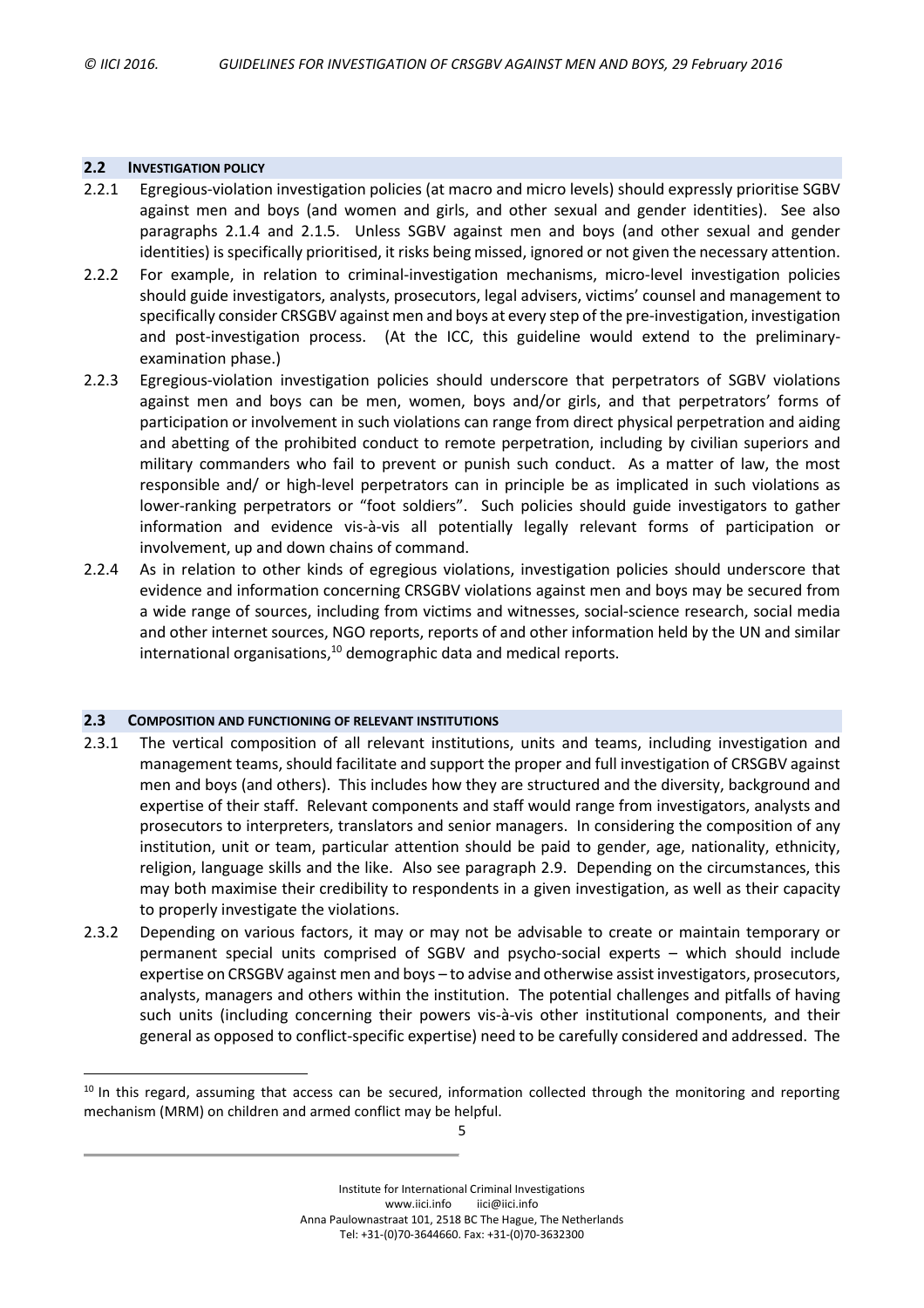## 2.2 INVESTIGATION POLICY

2.2.1 Egregious-violation investigation policies (at macro and micro levels) should expressly prioritise SGBV against men and boys (and women and girls, and other sexual and gender identities). See also paragraphs 2.1.4 and 2.1.5. Unless SGBV against men and boys (and other sexual and gender identities) is specifically prioritised, it risks being missed, ignored or not given the necessary attention.

2.2.2 For example, in relation to criminal-investigation mechanisms, micro-level investigation policies should guide investigators, analysts, prosecutors, legal advisers, victims' counsel and management to specifically consider CRSGBV against men and boys at every step of the pre-investigation, investigation and post-investigation process. (At the ICC, this guideline would extend to the preliminary-examination phase.)

2.2.3 Egregious-violation investigation policies should underscore that perpetrators of SGBV violations against men and boys can be men, women, boys and/or girls, and that perpetrators' forms of participation or involvement in such violations can range from direct physical perpetration and aiding and abetting of the prohibited conduct to remote perpetration, including by civilian superiors and military commanders who fail to prevent or punish such conduct. As a matter of law, the most responsible and/ or high-level perpetrators can in principle be as implicated in such violations as lower-ranking perpetrators or "foot soldiers". Such policies should guide investigators to gather information and evidence vis-à-vis all potentially legally relevant forms of participation or involvement, up and down chains of command.

2.2.4 As in relation to other kinds of egregious violations, investigation policies should underscore that evidence and information concerning CRSGBV violations against men and boys may be secured from a wide range of sources, including from victims and witnesses, social-science research, social media and other internet sources, NGO reports, reports of and other information held by the UN and similar international organisations,[10] demographic data and medical reports.

## 2.3 COMPOSITION AND FUNCTIONING OF RELEVANT INSTITUTIONS

2.3.1 The vertical composition of all relevant institutions, units and teams, including investigation and management teams, should facilitate and support the proper and full investigation of CRSGBV against men and boys (and others). This includes how they are structured and the diversity, background and expertise of their staff. Relevant components and staff would range from investigators, analysts and prosecutors to interpreters, translators and senior managers. In considering the composition of any institution, unit or team, particular attention should be paid to gender, age, nationality, ethnicity, religion, language skills and the like. Also see paragraph 2.9. Depending on the circumstances, this may both maximise their credibility to respondents in a given investigation, as well as their capacity to properly investigate the violations.

2.3.2 Depending on various factors, it may or may not be advisable to create or maintain temporary or permanent special units comprised of SGBV and psycho-social experts – which should include expertise on CRSGBV against men and boys – to advise and otherwise assist investigators, prosecutors, analysts, managers and others within the institution. The potential challenges and pitfalls of having such units (including concerning their powers vis-à-vis other institutional components, and their general as opposed to conflict-specific expertise) need to be carefully considered and addressed. The

[10] In this regard, assuming that access can be secured, information collected through the monitoring and reporting mechanism (MRM) on children and armed conflict may be helpful.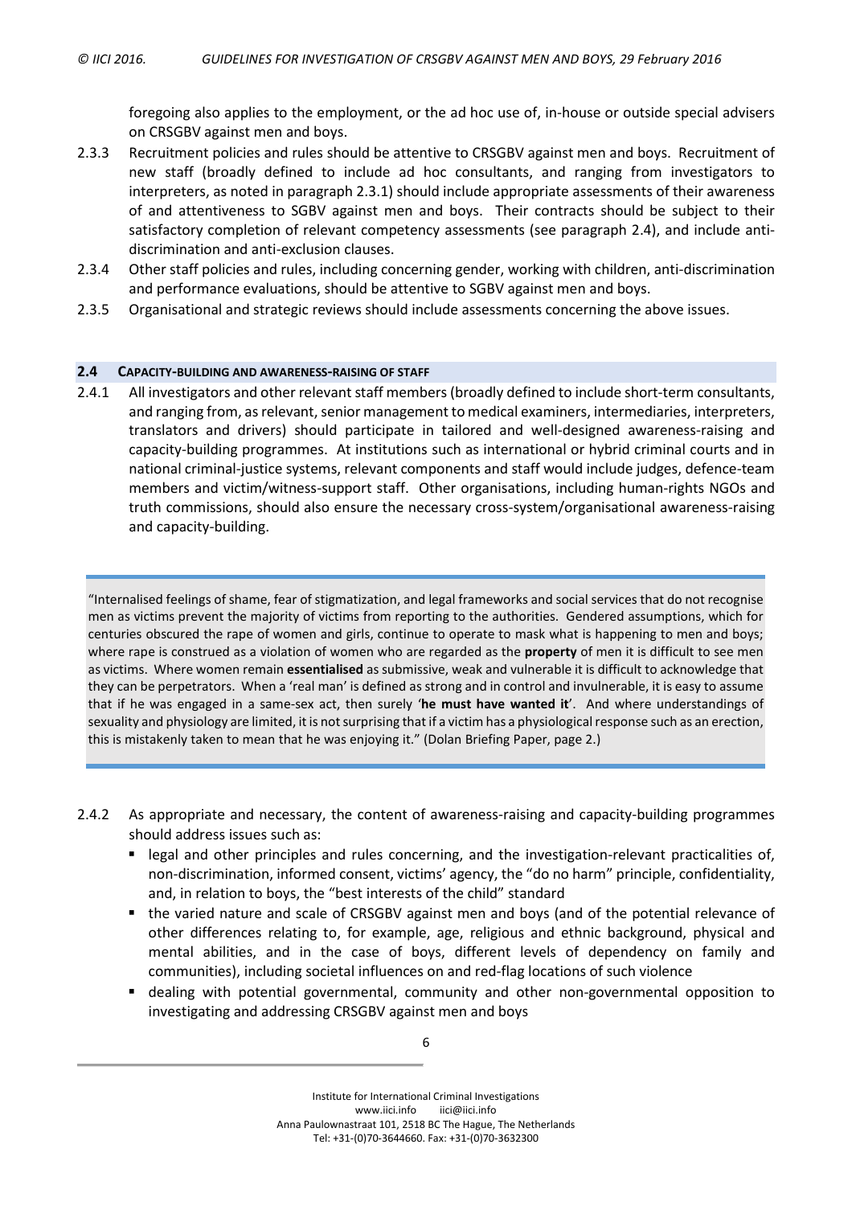foregoing also applies to the employment, or the ad hoc use of, in-house or outside special advisers on CRSGBV against men and boys.

2.3.3 Recruitment policies and rules should be attentive to CRSGBV against men and boys. Recruitment of new staff (broadly defined to include ad hoc consultants, and ranging from investigators to interpreters, as noted in paragraph 2.3.1) should include appropriate assessments of their awareness of and attentiveness to SGBV against men and boys. Their contracts should be subject to their satisfactory completion of relevant competency assessments (see paragraph 2.4), and include anti-discrimination and anti-exclusion clauses.

2.3.4 Other staff policies and rules, including concerning gender, working with children, anti-discrimination and performance evaluations, should be attentive to SGBV against men and boys.

2.3.5 Organisational and strategic reviews should include assessments concerning the above issues.

### 2.4 CAPACITY-BUILDING AND AWARENESS-RAISING OF STAFF

2.4.1 All investigators and other relevant staff members (broadly defined to include short-term consultants, and ranging from, as relevant, senior management to medical examiners, intermediaries, interpreters, translators and drivers) should participate in tailored and well-designed awareness-raising and capacity-building programmes. At institutions such as international or hybrid criminal courts and in national criminal-justice systems, relevant components and staff would include judges, defence-team members and victim/witness-support staff. Other organisations, including human-rights NGOs and truth commissions, should also ensure the necessary cross-system/organisational awareness-raising and capacity-building.

> "Internalised feelings of shame, fear of stigmatization, and legal frameworks and social services that do not recognise men as victims prevent the majority of victims from reporting to the authorities. Gendered assumptions, which for centuries obscured the rape of women and girls, continue to operate to mask what is happening to men and boys; where rape is construed as a violation of women who are regarded as the **property** of men it is difficult to see men as victims. Where women remain **essentialised** as submissive, weak and vulnerable it is difficult to acknowledge that they can be perpetrators. When a 'real man' is defined as strong and in control and invulnerable, it is easy to assume that if he was engaged in a same-sex act, then surely '**he must have wanted it**'. And where understandings of sexuality and physiology are limited, it is not surprising that if a victim has a physiological response such as an erection, this is mistakenly taken to mean that he was enjoying it." (Dolan Briefing Paper, page 2.)

2.4.2 As appropriate and necessary, the content of awareness-raising and capacity-building programmes should address issues such as:

- legal and other principles and rules concerning, and the investigation-relevant practicalities of, non-discrimination, informed consent, victims' agency, the "do no harm" principle, confidentiality, and, in relation to boys, the "best interests of the child" standard
- the varied nature and scale of CRSGBV against men and boys (and of the potential relevance of other differences relating to, for example, age, religious and ethnic background, physical and mental abilities, and in the case of boys, different levels of dependency on family and communities), including societal influences on and red-flag locations of such violence
- dealing with potential governmental, community and other non-governmental opposition to investigating and addressing CRSGBV against men and boys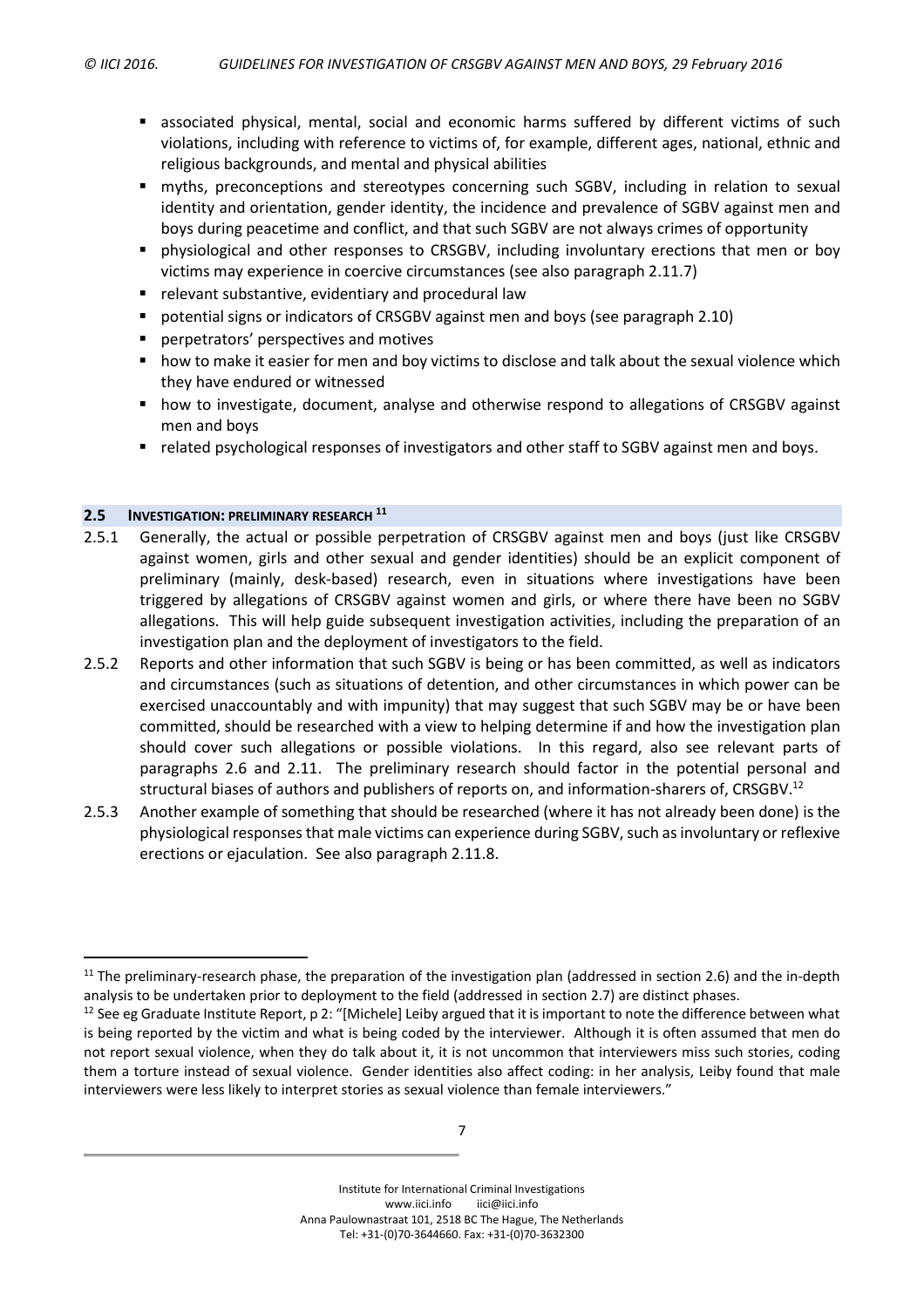- associated physical, mental, social and economic harms suffered by different victims of such violations, including with reference to victims of, for example, different ages, national, ethnic and religious backgrounds, and mental and physical abilities
- myths, preconceptions and stereotypes concerning such SGBV, including in relation to sexual identity and orientation, gender identity, the incidence and prevalence of SGBV against men and boys during peacetime and conflict, and that such SGBV are not always crimes of opportunity
- physiological and other responses to CRSGBV, including involuntary erections that men or boy victims may experience in coercive circumstances (see also paragraph 2.11.7)
- relevant substantive, evidentiary and procedural law
- potential signs or indicators of CRSGBV against men and boys (see paragraph 2.10)
- perpetrators' perspectives and motives
- how to make it easier for men and boy victims to disclose and talk about the sexual violence which they have endured or witnessed
- how to investigate, document, analyse and otherwise respond to allegations of CRSGBV against men and boys
- related psychological responses of investigators and other staff to SGBV against men and boys.

## 2.5 INVESTIGATION: PRELIMINARY RESEARCH [11]

2.5.1 Generally, the actual or possible perpetration of CRSGBV against men and boys (just like CRSGBV against women, girls and other sexual and gender identities) should be an explicit component of preliminary (mainly, desk-based) research, even in situations where investigations have been triggered by allegations of CRSGBV against women and girls, or where there have been no SGBV allegations. This will help guide subsequent investigation activities, including the preparation of an investigation plan and the deployment of investigators to the field.

2.5.2 Reports and other information that such SGBV is being or has been committed, as well as indicators and circumstances (such as situations of detention, and other circumstances in which power can be exercised unaccountably and with impunity) that may suggest that such SGBV may be or have been committed, should be researched with a view to helping determine if and how the investigation plan should cover such allegations or possible violations. In this regard, also see relevant parts of paragraphs 2.6 and 2.11. The preliminary research should factor in the potential personal and structural biases of authors and publishers of reports on, and information-sharers of, CRSGBV.[12]

2.5.3 Another example of something that should be researched (where it has not already been done) is the physiological responses that male victims can experience during SGBV, such as involuntary or reflexive erections or ejaculation. See also paragraph 2.11.8.

---

[11] The preliminary-research phase, the preparation of the investigation plan (addressed in section 2.6) and the in-depth analysis to be undertaken prior to deployment to the field (addressed in section 2.7) are distinct phases.

[12] See eg Graduate Institute Report, p 2: "[Michele] Leiby argued that it is important to note the difference between what is being reported by the victim and what is being coded by the interviewer. Although it is often assumed that men do not report sexual violence, when they do talk about it, it is not uncommon that interviewers miss such stories, coding them a torture instead of sexual violence. Gender identities also affect coding: in her analysis, Leiby found that male interviewers were less likely to interpret stories as sexual violence than female interviewers."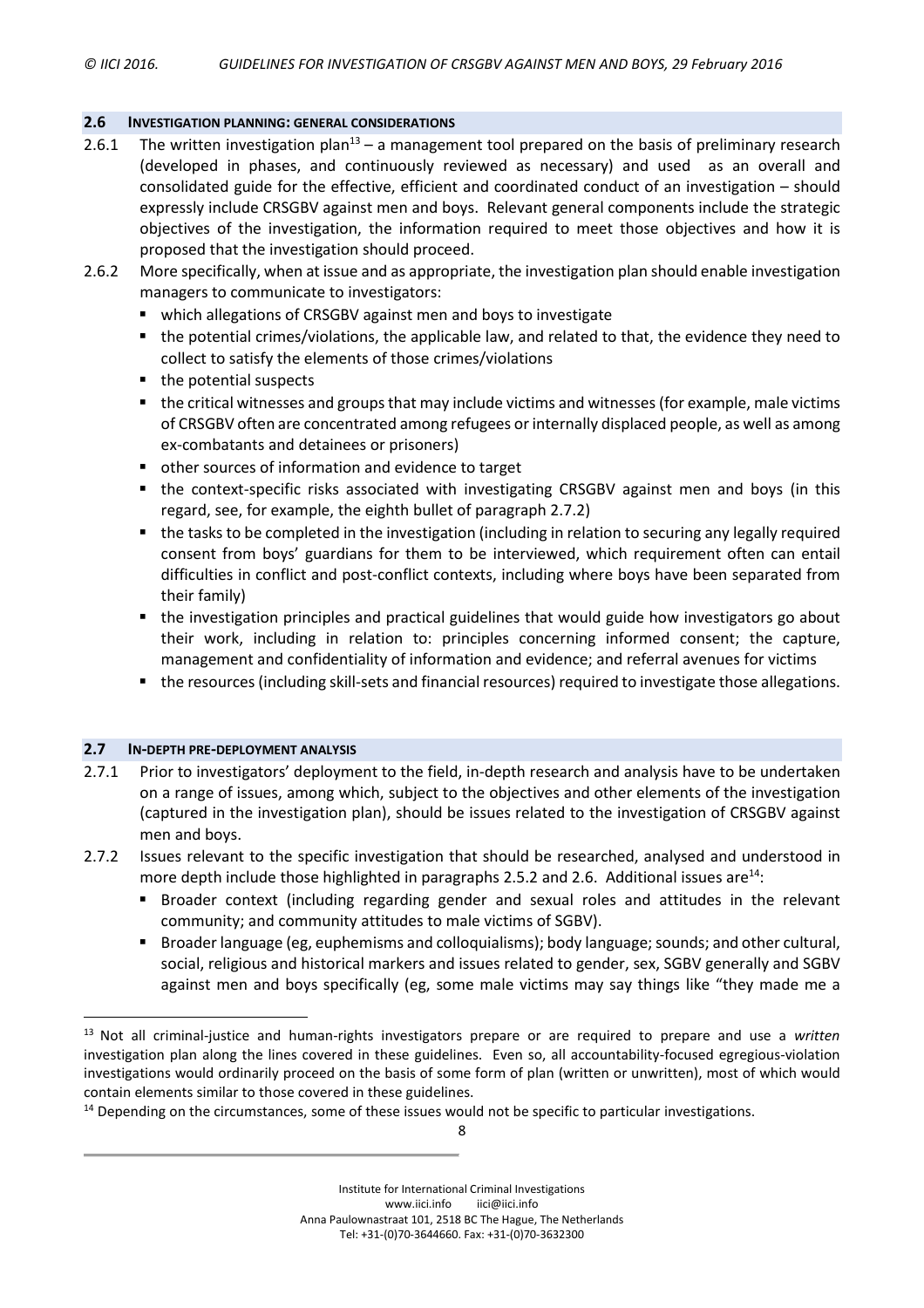## 2.6 INVESTIGATION PLANNING: GENERAL CONSIDERATIONS

2.6.1 The written investigation plan[13] – a management tool prepared on the basis of preliminary research (developed in phases, and continuously reviewed as necessary) and used as an overall and consolidated guide for the effective, efficient and coordinated conduct of an investigation – should expressly include CRSGBV against men and boys. Relevant general components include the strategic objectives of the investigation, the information required to meet those objectives and how it is proposed that the investigation should proceed.

2.6.2 More specifically, when at issue and as appropriate, the investigation plan should enable investigation managers to communicate to investigators:

- which allegations of CRSGBV against men and boys to investigate
- the potential crimes/violations, the applicable law, and related to that, the evidence they need to collect to satisfy the elements of those crimes/violations
- the potential suspects
- the critical witnesses and groups that may include victims and witnesses (for example, male victims of CRSGBV often are concentrated among refugees or internally displaced people, as well as among ex-combatants and detainees or prisoners)
- other sources of information and evidence to target
- the context-specific risks associated with investigating CRSGBV against men and boys (in this regard, see, for example, the eighth bullet of paragraph 2.7.2)
- the tasks to be completed in the investigation (including in relation to securing any legally required consent from boys' guardians for them to be interviewed, which requirement often can entail difficulties in conflict and post-conflict contexts, including where boys have been separated from their family)
- the investigation principles and practical guidelines that would guide how investigators go about their work, including in relation to: principles concerning informed consent; the capture, management and confidentiality of information and evidence; and referral avenues for victims
- the resources (including skill-sets and financial resources) required to investigate those allegations.

## 2.7 IN-DEPTH PRE-DEPLOYMENT ANALYSIS

2.7.1 Prior to investigators' deployment to the field, in-depth research and analysis have to be undertaken on a range of issues, among which, subject to the objectives and other elements of the investigation (captured in the investigation plan), should be issues related to the investigation of CRSGBV against men and boys.

2.7.2 Issues relevant to the specific investigation that should be researched, analysed and understood in more depth include those highlighted in paragraphs 2.5.2 and 2.6. Additional issues are[14]:

- Broader context (including regarding gender and sexual roles and attitudes in the relevant community; and community attitudes to male victims of SGBV).
- Broader language (eg, euphemisms and colloquialisms); body language; sounds; and other cultural, social, religious and historical markers and issues related to gender, sex, SGBV generally and SGBV against men and boys specifically (eg, some male victims may say things like "they made me a

---

[13] Not all criminal-justice and human-rights investigators prepare or are required to prepare and use a *written* investigation plan along the lines covered in these guidelines. Even so, all accountability-focused egregious-violation investigations would ordinarily proceed on the basis of some form of plan (written or unwritten), most of which would contain elements similar to those covered in these guidelines.

[14] Depending on the circumstances, some of these issues would not be specific to particular investigations.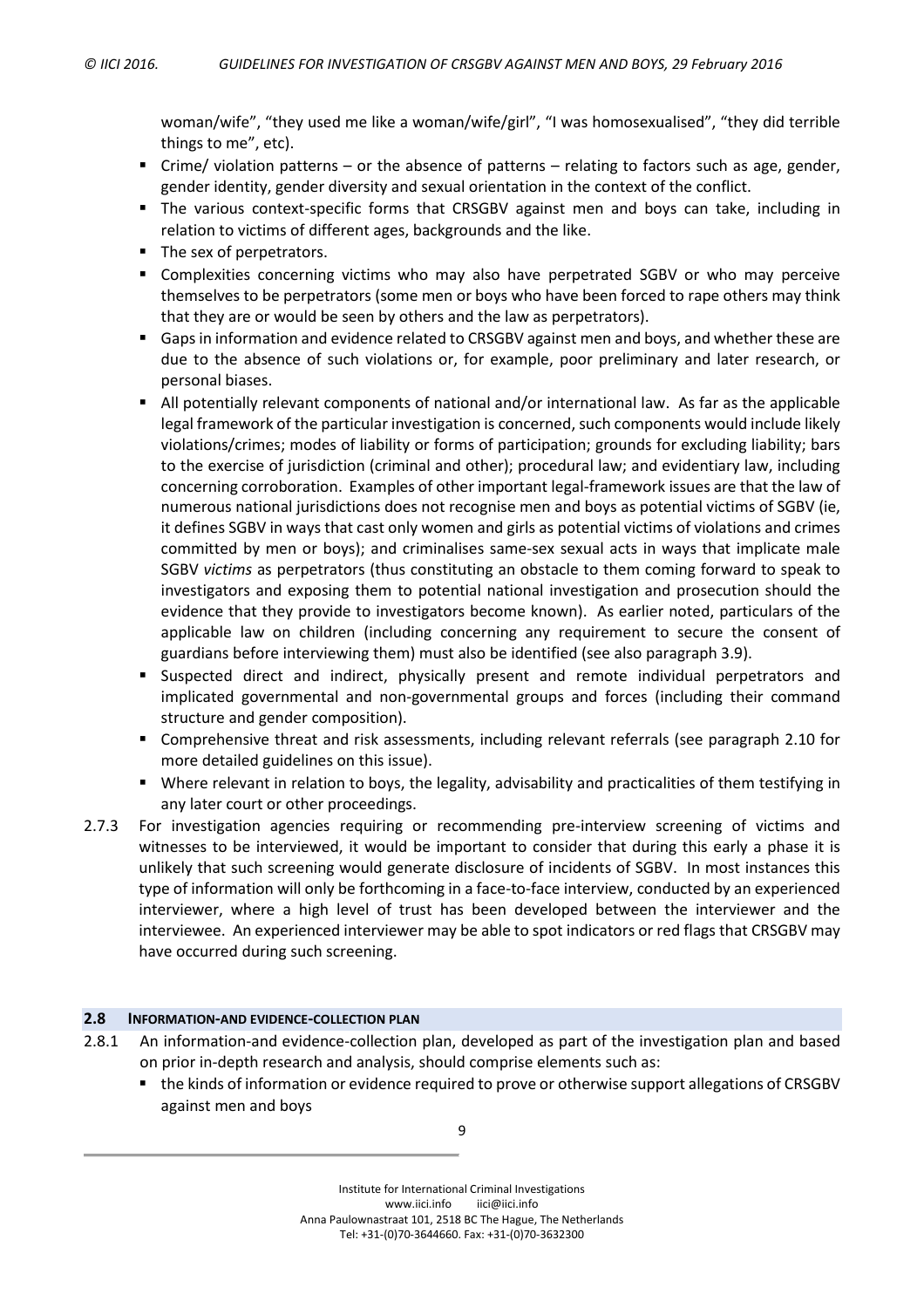woman/wife", "they used me like a woman/wife/girl", "I was homosexualised", "they did terrible things to me", etc).

- Crime/ violation patterns – or the absence of patterns – relating to factors such as age, gender, gender identity, gender diversity and sexual orientation in the context of the conflict.
- The various context-specific forms that CRSGBV against men and boys can take, including in relation to victims of different ages, backgrounds and the like.
- The sex of perpetrators.
- Complexities concerning victims who may also have perpetrated SGBV or who may perceive themselves to be perpetrators (some men or boys who have been forced to rape others may think that they are or would be seen by others and the law as perpetrators).
- Gaps in information and evidence related to CRSGBV against men and boys, and whether these are due to the absence of such violations or, for example, poor preliminary and later research, or personal biases.
- All potentially relevant components of national and/or international law. As far as the applicable legal framework of the particular investigation is concerned, such components would include likely violations/crimes; modes of liability or forms of participation; grounds for excluding liability; bars to the exercise of jurisdiction (criminal and other); procedural law; and evidentiary law, including concerning corroboration. Examples of other important legal-framework issues are that the law of numerous national jurisdictions does not recognise men and boys as potential victims of SGBV (ie, it defines SGBV in ways that cast only women and girls as potential victims of violations and crimes committed by men or boys); and criminalises same-sex sexual acts in ways that implicate male SGBV *victims* as perpetrators (thus constituting an obstacle to them coming forward to speak to investigators and exposing them to potential national investigation and prosecution should the evidence that they provide to investigators become known). As earlier noted, particulars of the applicable law on children (including concerning any requirement to secure the consent of guardians before interviewing them) must also be identified (see also paragraph 3.9).
- Suspected direct and indirect, physically present and remote individual perpetrators and implicated governmental and non-governmental groups and forces (including their command structure and gender composition).
- Comprehensive threat and risk assessments, including relevant referrals (see paragraph 2.10 for more detailed guidelines on this issue).
- Where relevant in relation to boys, the legality, advisability and practicalities of them testifying in any later court or other proceedings.

2.7.3 For investigation agencies requiring or recommending pre-interview screening of victims and witnesses to be interviewed, it would be important to consider that during this early a phase it is unlikely that such screening would generate disclosure of incidents of SGBV. In most instances this type of information will only be forthcoming in a face-to-face interview, conducted by an experienced interviewer, where a high level of trust has been developed between the interviewer and the interviewee. An experienced interviewer may be able to spot indicators or red flags that CRSGBV may have occurred during such screening.

## 2.8 INFORMATION-AND EVIDENCE-COLLECTION PLAN

2.8.1 An information-and evidence-collection plan, developed as part of the investigation plan and based on prior in-depth research and analysis, should comprise elements such as:

- the kinds of information or evidence required to prove or otherwise support allegations of CRSGBV against men and boys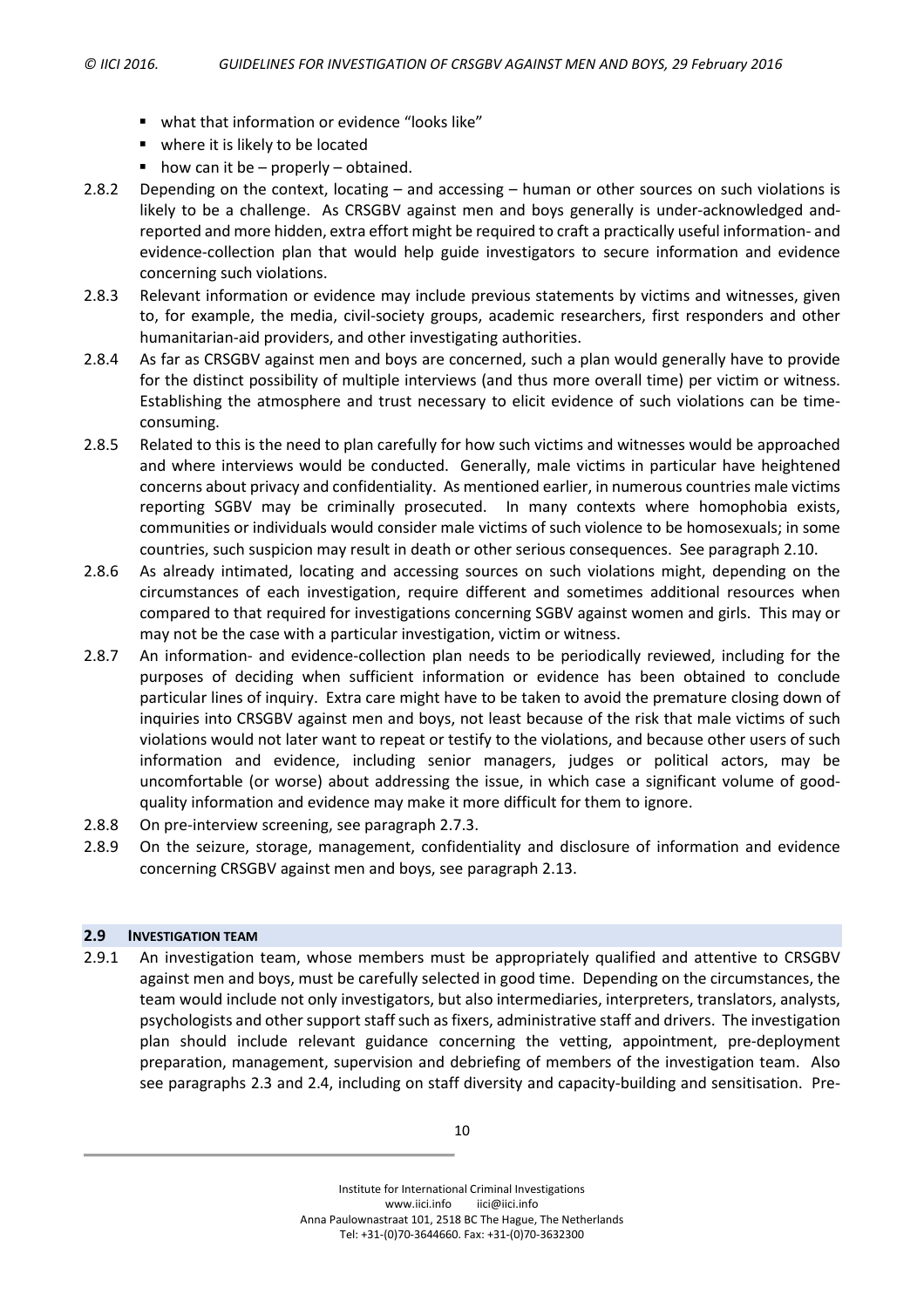- what that information or evidence "looks like"
- where it is likely to be located
- how can it be – properly – obtained.

2.8.2 Depending on the context, locating – and accessing – human or other sources on such violations is likely to be a challenge. As CRSGBV against men and boys generally is under-acknowledged and-reported and more hidden, extra effort might be required to craft a practically useful information- and evidence-collection plan that would help guide investigators to secure information and evidence concerning such violations.

2.8.3 Relevant information or evidence may include previous statements by victims and witnesses, given to, for example, the media, civil-society groups, academic researchers, first responders and other humanitarian-aid providers, and other investigating authorities.

2.8.4 As far as CRSGBV against men and boys are concerned, such a plan would generally have to provide for the distinct possibility of multiple interviews (and thus more overall time) per victim or witness. Establishing the atmosphere and trust necessary to elicit evidence of such violations can be time-consuming.

2.8.5 Related to this is the need to plan carefully for how such victims and witnesses would be approached and where interviews would be conducted. Generally, male victims in particular have heightened concerns about privacy and confidentiality. As mentioned earlier, in numerous countries male victims reporting SGBV may be criminally prosecuted. In many contexts where homophobia exists, communities or individuals would consider male victims of such violence to be homosexuals; in some countries, such suspicion may result in death or other serious consequences. See paragraph 2.10.

2.8.6 As already intimated, locating and accessing sources on such violations might, depending on the circumstances of each investigation, require different and sometimes additional resources when compared to that required for investigations concerning SGBV against women and girls. This may or may not be the case with a particular investigation, victim or witness.

2.8.7 An information- and evidence-collection plan needs to be periodically reviewed, including for the purposes of deciding when sufficient information or evidence has been obtained to conclude particular lines of inquiry. Extra care might have to be taken to avoid the premature closing down of inquiries into CRSGBV against men and boys, not least because of the risk that male victims of such violations would not later want to repeat or testify to the violations, and because other users of such information and evidence, including senior managers, judges or political actors, may be uncomfortable (or worse) about addressing the issue, in which case a significant volume of good-quality information and evidence may make it more difficult for them to ignore.

2.8.8 On pre-interview screening, see paragraph 2.7.3.

2.8.9 On the seizure, storage, management, confidentiality and disclosure of information and evidence concerning CRSGBV against men and boys, see paragraph 2.13.

## 2.9 INVESTIGATION TEAM

2.9.1 An investigation team, whose members must be appropriately qualified and attentive to CRSGBV against men and boys, must be carefully selected in good time. Depending on the circumstances, the team would include not only investigators, but also intermediaries, interpreters, translators, analysts, psychologists and other support staff such as fixers, administrative staff and drivers. The investigation plan should include relevant guidance concerning the vetting, appointment, pre-deployment preparation, management, supervision and debriefing of members of the investigation team. Also see paragraphs 2.3 and 2.4, including on staff diversity and capacity-building and sensitisation. Pre-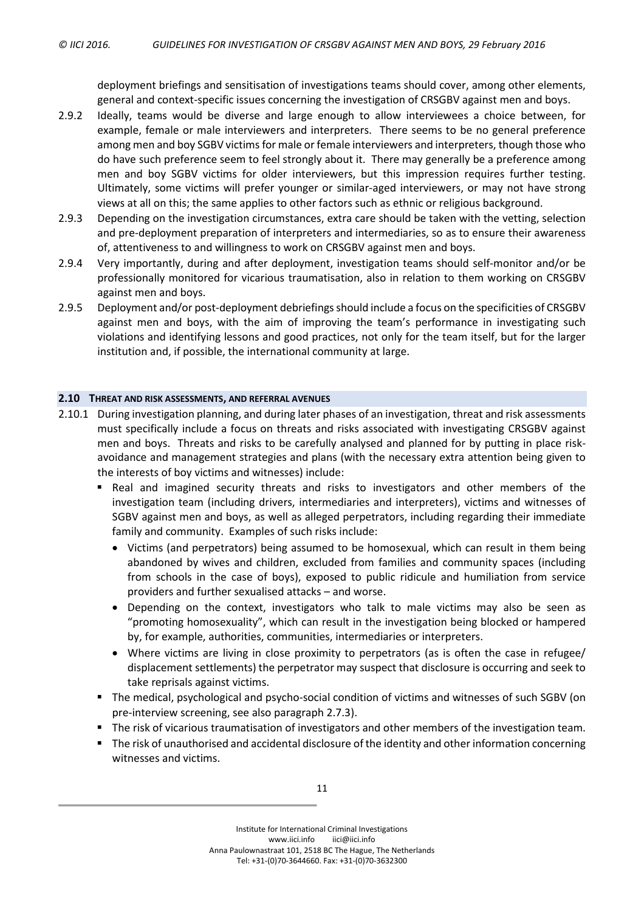deployment briefings and sensitisation of investigations teams should cover, among other elements, general and context-specific issues concerning the investigation of CRSGBV against men and boys.

2.9.2 Ideally, teams would be diverse and large enough to allow interviewees a choice between, for example, female or male interviewers and interpreters. There seems to be no general preference among men and boy SGBV victims for male or female interviewers and interpreters, though those who do have such preference seem to feel strongly about it. There may generally be a preference among men and boy SGBV victims for older interviewers, but this impression requires further testing. Ultimately, some victims will prefer younger or similar-aged interviewers, or may not have strong views at all on this; the same applies to other factors such as ethnic or religious background.

2.9.3 Depending on the investigation circumstances, extra care should be taken with the vetting, selection and pre-deployment preparation of interpreters and intermediaries, so as to ensure their awareness of, attentiveness to and willingness to work on CRSGBV against men and boys.

2.9.4 Very importantly, during and after deployment, investigation teams should self-monitor and/or be professionally monitored for vicarious traumatisation, also in relation to them working on CRSGBV against men and boys.

2.9.5 Deployment and/or post-deployment debriefings should include a focus on the specificities of CRSGBV against men and boys, with the aim of improving the team's performance in investigating such violations and identifying lessons and good practices, not only for the team itself, but for the larger institution and, if possible, the international community at large.

### 2.10 THREAT AND RISK ASSESSMENTS, AND REFERRAL AVENUES

2.10.1 During investigation planning, and during later phases of an investigation, threat and risk assessments must specifically include a focus on threats and risks associated with investigating CRSGBV against men and boys. Threats and risks to be carefully analysed and planned for by putting in place risk-avoidance and management strategies and plans (with the necessary extra attention being given to the interests of boy victims and witnesses) include:

- Real and imagined security threats and risks to investigators and other members of the investigation team (including drivers, intermediaries and interpreters), victims and witnesses of SGBV against men and boys, as well as alleged perpetrators, including regarding their immediate family and community. Examples of such risks include:
  - Victims (and perpetrators) being assumed to be homosexual, which can result in them being abandoned by wives and children, excluded from families and community spaces (including from schools in the case of boys), exposed to public ridicule and humiliation from service providers and further sexualised attacks – and worse.
  - Depending on the context, investigators who talk to male victims may also be seen as "promoting homosexuality", which can result in the investigation being blocked or hampered by, for example, authorities, communities, intermediaries or interpreters.
  - Where victims are living in close proximity to perpetrators (as is often the case in refugee/ displacement settlements) the perpetrator may suspect that disclosure is occurring and seek to take reprisals against victims.
- The medical, psychological and psycho-social condition of victims and witnesses of such SGBV (on pre-interview screening, see also paragraph 2.7.3).
- The risk of vicarious traumatisation of investigators and other members of the investigation team.
- The risk of unauthorised and accidental disclosure of the identity and other information concerning witnesses and victims.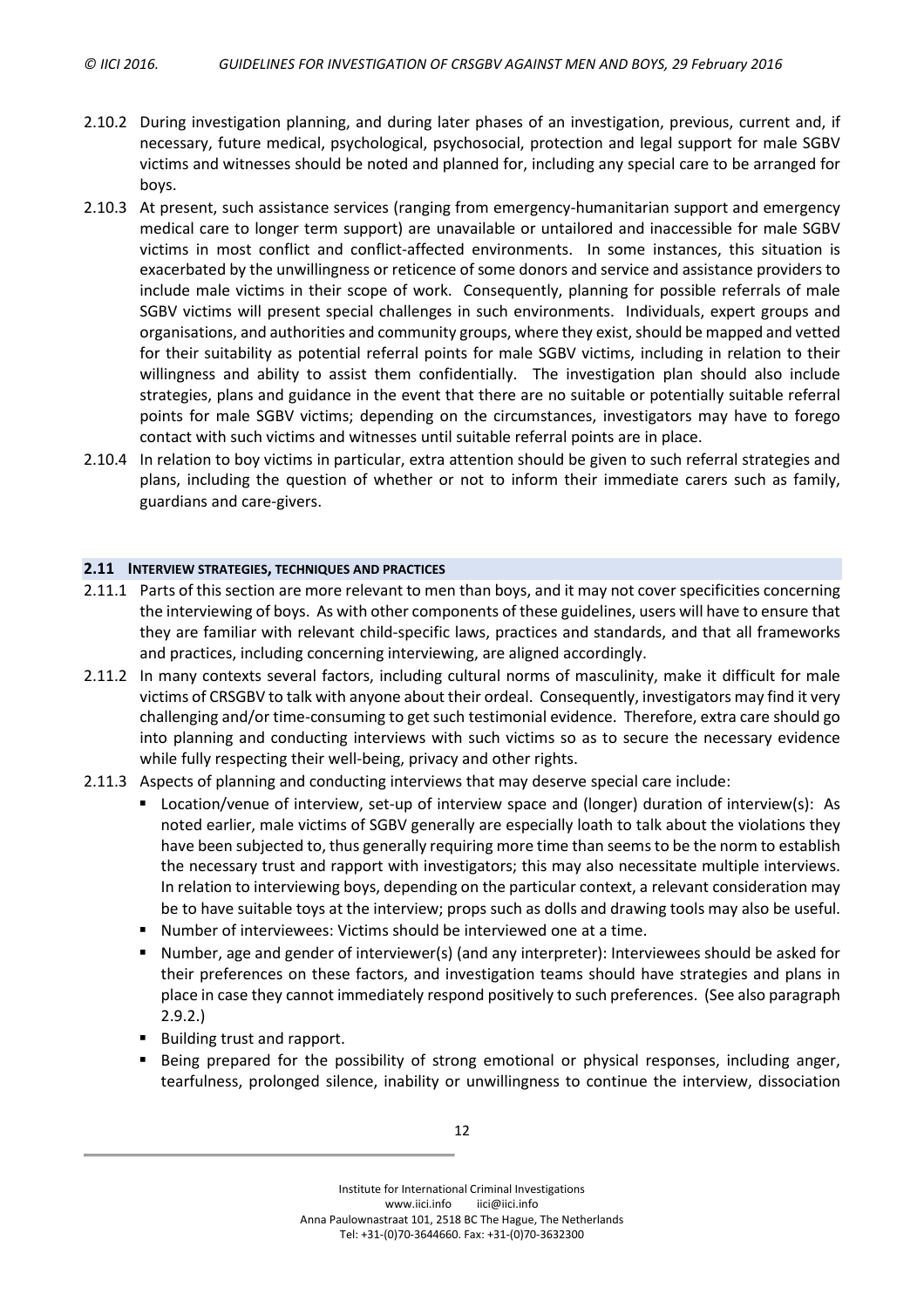2.10.2 During investigation planning, and during later phases of an investigation, previous, current and, if necessary, future medical, psychological, psychosocial, protection and legal support for male SGBV victims and witnesses should be noted and planned for, including any special care to be arranged for boys.

2.10.3 At present, such assistance services (ranging from emergency-humanitarian support and emergency medical care to longer term support) are unavailable or untailored and inaccessible for male SGBV victims in most conflict and conflict-affected environments. In some instances, this situation is exacerbated by the unwillingness or reticence of some donors and service and assistance providers to include male victims in their scope of work. Consequently, planning for possible referrals of male SGBV victims will present special challenges in such environments. Individuals, expert groups and organisations, and authorities and community groups, where they exist, should be mapped and vetted for their suitability as potential referral points for male SGBV victims, including in relation to their willingness and ability to assist them confidentially. The investigation plan should also include strategies, plans and guidance in the event that there are no suitable or potentially suitable referral points for male SGBV victims; depending on the circumstances, investigators may have to forego contact with such victims and witnesses until suitable referral points are in place.

2.10.4 In relation to boy victims in particular, extra attention should be given to such referral strategies and plans, including the question of whether or not to inform their immediate carers such as family, guardians and care-givers.

## 2.11 Interview strategies, techniques and practices

2.11.1 Parts of this section are more relevant to men than boys, and it may not cover specificities concerning the interviewing of boys. As with other components of these guidelines, users will have to ensure that they are familiar with relevant child-specific laws, practices and standards, and that all frameworks and practices, including concerning interviewing, are aligned accordingly.

2.11.2 In many contexts several factors, including cultural norms of masculinity, make it difficult for male victims of CRSGBV to talk with anyone about their ordeal. Consequently, investigators may find it very challenging and/or time-consuming to get such testimonial evidence. Therefore, extra care should go into planning and conducting interviews with such victims so as to secure the necessary evidence while fully respecting their well-being, privacy and other rights.

2.11.3 Aspects of planning and conducting interviews that may deserve special care include:

- Location/venue of interview, set-up of interview space and (longer) duration of interview(s): As noted earlier, male victims of SGBV generally are especially loath to talk about the violations they have been subjected to, thus generally requiring more time than seems to be the norm to establish the necessary trust and rapport with investigators; this may also necessitate multiple interviews. In relation to interviewing boys, depending on the particular context, a relevant consideration may be to have suitable toys at the interview; props such as dolls and drawing tools may also be useful.
- Number of interviewees: Victims should be interviewed one at a time.
- Number, age and gender of interviewer(s) (and any interpreter): Interviewees should be asked for their preferences on these factors, and investigation teams should have strategies and plans in place in case they cannot immediately respond positively to such preferences. (See also paragraph 2.9.2.)
- Building trust and rapport.
- Being prepared for the possibility of strong emotional or physical responses, including anger, tearfulness, prolonged silence, inability or unwillingness to continue the interview, dissociation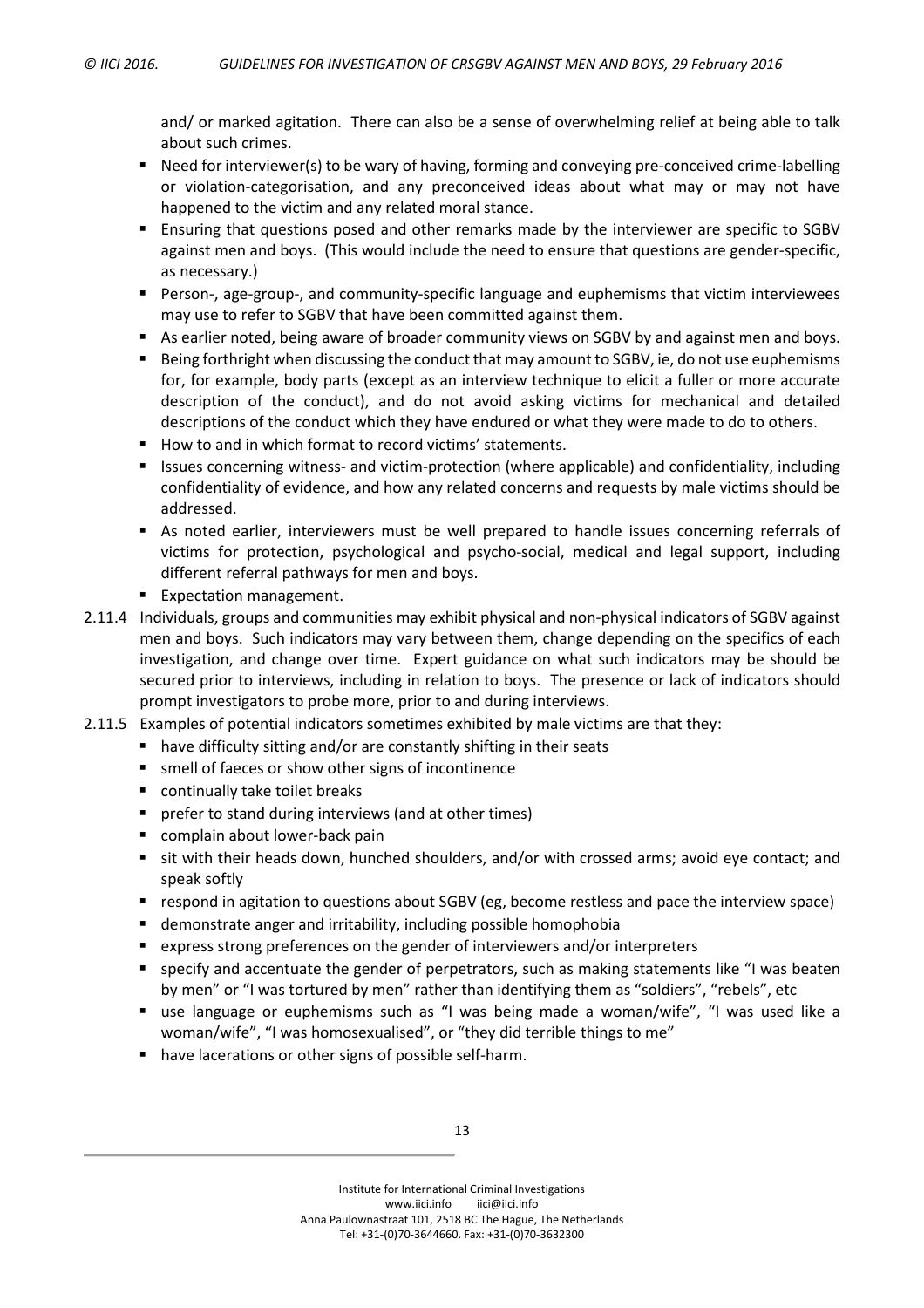and/ or marked agitation. There can also be a sense of overwhelming relief at being able to talk about such crimes.

- Need for interviewer(s) to be wary of having, forming and conveying pre-conceived crime-labelling or violation-categorisation, and any preconceived ideas about what may or may not have happened to the victim and any related moral stance.
- Ensuring that questions posed and other remarks made by the interviewer are specific to SGBV against men and boys. (This would include the need to ensure that questions are gender-specific, as necessary.)
- Person-, age-group-, and community-specific language and euphemisms that victim interviewees may use to refer to SGBV that have been committed against them.
- As earlier noted, being aware of broader community views on SGBV by and against men and boys.
- Being forthright when discussing the conduct that may amount to SGBV, ie, do not use euphemisms for, for example, body parts (except as an interview technique to elicit a fuller or more accurate description of the conduct), and do not avoid asking victims for mechanical and detailed descriptions of the conduct which they have endured or what they were made to do to others.
- How to and in which format to record victims' statements.
- Issues concerning witness- and victim-protection (where applicable) and confidentiality, including confidentiality of evidence, and how any related concerns and requests by male victims should be addressed.
- As noted earlier, interviewers must be well prepared to handle issues concerning referrals of victims for protection, psychological and psycho-social, medical and legal support, including different referral pathways for men and boys.
- Expectation management.

2.11.4 Individuals, groups and communities may exhibit physical and non-physical indicators of SGBV against men and boys. Such indicators may vary between them, change depending on the specifics of each investigation, and change over time. Expert guidance on what such indicators may be should be secured prior to interviews, including in relation to boys. The presence or lack of indicators should prompt investigators to probe more, prior to and during interviews.

2.11.5 Examples of potential indicators sometimes exhibited by male victims are that they:

- have difficulty sitting and/or are constantly shifting in their seats
- smell of faeces or show other signs of incontinence
- continually take toilet breaks
- prefer to stand during interviews (and at other times)
- complain about lower-back pain
- sit with their heads down, hunched shoulders, and/or with crossed arms; avoid eye contact; and speak softly
- respond in agitation to questions about SGBV (eg, become restless and pace the interview space)
- demonstrate anger and irritability, including possible homophobia
- express strong preferences on the gender of interviewers and/or interpreters
- specify and accentuate the gender of perpetrators, such as making statements like "I was beaten by men" or "I was tortured by men" rather than identifying them as "soldiers", "rebels", etc
- use language or euphemisms such as "I was being made a woman/wife", "I was used like a woman/wife", "I was homosexualised", or "they did terrible things to me"
- have lacerations or other signs of possible self-harm.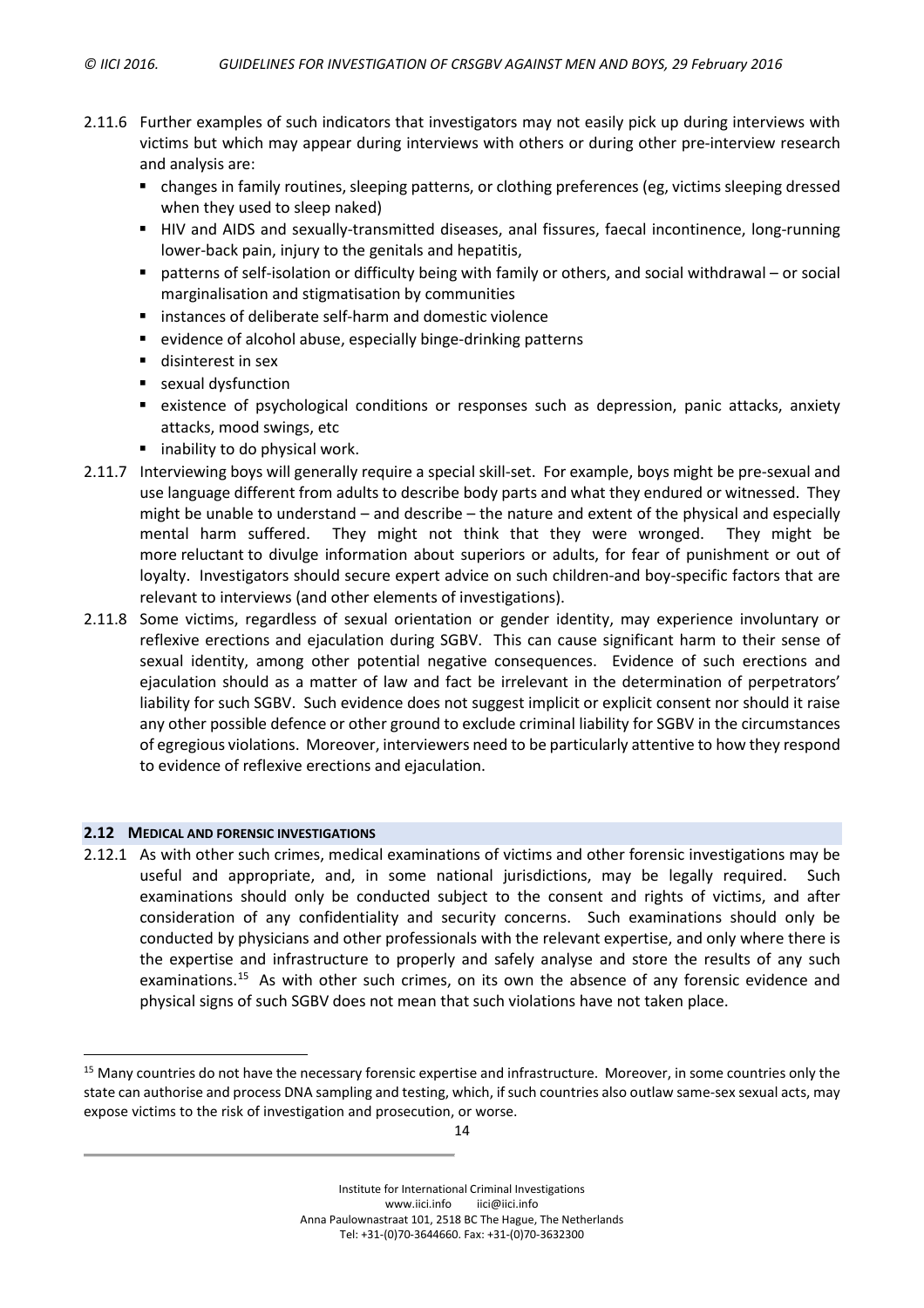2.11.6 Further examples of such indicators that investigators may not easily pick up during interviews with victims but which may appear during interviews with others or during other pre-interview research and analysis are:

- changes in family routines, sleeping patterns, or clothing preferences (eg, victims sleeping dressed when they used to sleep naked)
- HIV and AIDS and sexually-transmitted diseases, anal fissures, faecal incontinence, long-running lower-back pain, injury to the genitals and hepatitis,
- patterns of self-isolation or difficulty being with family or others, and social withdrawal – or social marginalisation and stigmatisation by communities
- instances of deliberate self-harm and domestic violence
- evidence of alcohol abuse, especially binge-drinking patterns
- disinterest in sex
- sexual dysfunction
- existence of psychological conditions or responses such as depression, panic attacks, anxiety attacks, mood swings, etc
- inability to do physical work.

2.11.7 Interviewing boys will generally require a special skill-set. For example, boys might be pre-sexual and use language different from adults to describe body parts and what they endured or witnessed. They might be unable to understand – and describe – the nature and extent of the physical and especially mental harm suffered. They might not think that they were wronged. They might be more reluctant to divulge information about superiors or adults, for fear of punishment or out of loyalty. Investigators should secure expert advice on such children-and boy-specific factors that are relevant to interviews (and other elements of investigations).

2.11.8 Some victims, regardless of sexual orientation or gender identity, may experience involuntary or reflexive erections and ejaculation during SGBV. This can cause significant harm to their sense of sexual identity, among other potential negative consequences. Evidence of such erections and ejaculation should as a matter of law and fact be irrelevant in the determination of perpetrators' liability for such SGBV. Such evidence does not suggest implicit or explicit consent nor should it raise any other possible defence or other ground to exclude criminal liability for SGBV in the circumstances of egregious violations. Moreover, interviewers need to be particularly attentive to how they respond to evidence of reflexive erections and ejaculation.

## 2.12 MEDICAL AND FORENSIC INVESTIGATIONS

2.12.1 As with other such crimes, medical examinations of victims and other forensic investigations may be useful and appropriate, and, in some national jurisdictions, may be legally required. Such examinations should only be conducted subject to the consent and rights of victims, and after consideration of any confidentiality and security concerns. Such examinations should only be conducted by physicians and other professionals with the relevant expertise, and only where there is the expertise and infrastructure to properly and safely analyse and store the results of any such examinations.[15] As with other such crimes, on its own the absence of any forensic evidence and physical signs of such SGBV does not mean that such violations have not taken place.

[15] Many countries do not have the necessary forensic expertise and infrastructure. Moreover, in some countries only the state can authorise and process DNA sampling and testing, which, if such countries also outlaw same-sex sexual acts, may expose victims to the risk of investigation and prosecution, or worse.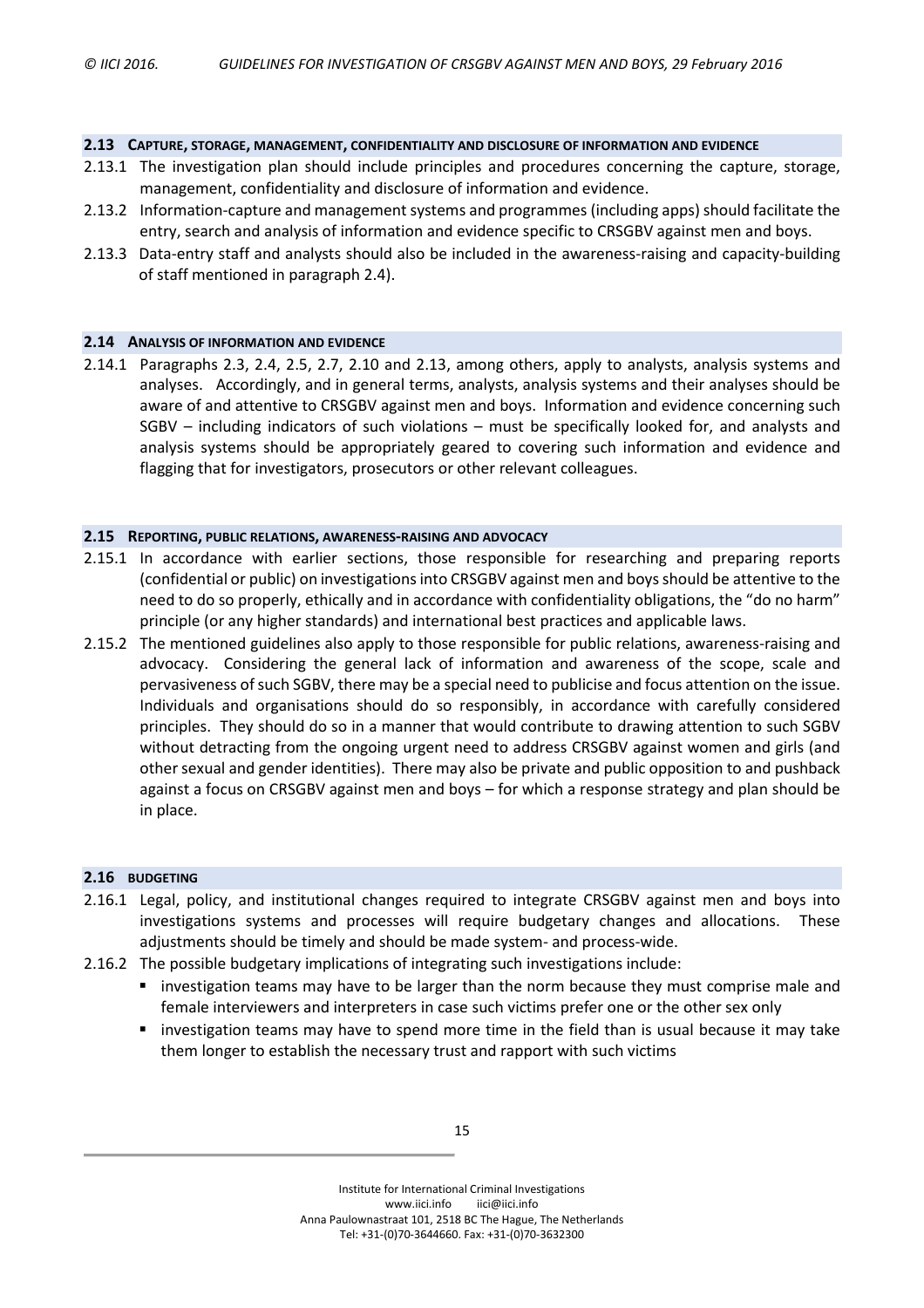### 2.13 CAPTURE, STORAGE, MANAGEMENT, CONFIDENTIALITY AND DISCLOSURE OF INFORMATION AND EVIDENCE

2.13.1 The investigation plan should include principles and procedures concerning the capture, storage, management, confidentiality and disclosure of information and evidence.

2.13.2 Information-capture and management systems and programmes (including apps) should facilitate the entry, search and analysis of information and evidence specific to CRSGBV against men and boys.

2.13.3 Data-entry staff and analysts should also be included in the awareness-raising and capacity-building of staff mentioned in paragraph 2.4).

### 2.14 ANALYSIS OF INFORMATION AND EVIDENCE

2.14.1 Paragraphs 2.3, 2.4, 2.5, 2.7, 2.10 and 2.13, among others, apply to analysts, analysis systems and analyses. Accordingly, and in general terms, analysts, analysis systems and their analyses should be aware of and attentive to CRSGBV against men and boys. Information and evidence concerning such SGBV – including indicators of such violations – must be specifically looked for, and analysts and analysis systems should be appropriately geared to covering such information and evidence and flagging that for investigators, prosecutors or other relevant colleagues.

### 2.15 REPORTING, PUBLIC RELATIONS, AWARENESS-RAISING AND ADVOCACY

2.15.1 In accordance with earlier sections, those responsible for researching and preparing reports (confidential or public) on investigations into CRSGBV against men and boys should be attentive to the need to do so properly, ethically and in accordance with confidentiality obligations, the "do no harm" principle (or any higher standards) and international best practices and applicable laws.

2.15.2 The mentioned guidelines also apply to those responsible for public relations, awareness-raising and advocacy. Considering the general lack of information and awareness of the scope, scale and pervasiveness of such SGBV, there may be a special need to publicise and focus attention on the issue. Individuals and organisations should do so responsibly, in accordance with carefully considered principles. They should do so in a manner that would contribute to drawing attention to such SGBV without detracting from the ongoing urgent need to address CRSGBV against women and girls (and other sexual and gender identities). There may also be private and public opposition to and pushback against a focus on CRSGBV against men and boys – for which a response strategy and plan should be in place.

### 2.16 BUDGETING

2.16.1 Legal, policy, and institutional changes required to integrate CRSGBV against men and boys into investigations systems and processes will require budgetary changes and allocations. These adjustments should be timely and should be made system- and process-wide.

2.16.2 The possible budgetary implications of integrating such investigations include:

- investigation teams may have to be larger than the norm because they must comprise male and female interviewers and interpreters in case such victims prefer one or the other sex only
- investigation teams may have to spend more time in the field than is usual because it may take them longer to establish the necessary trust and rapport with such victims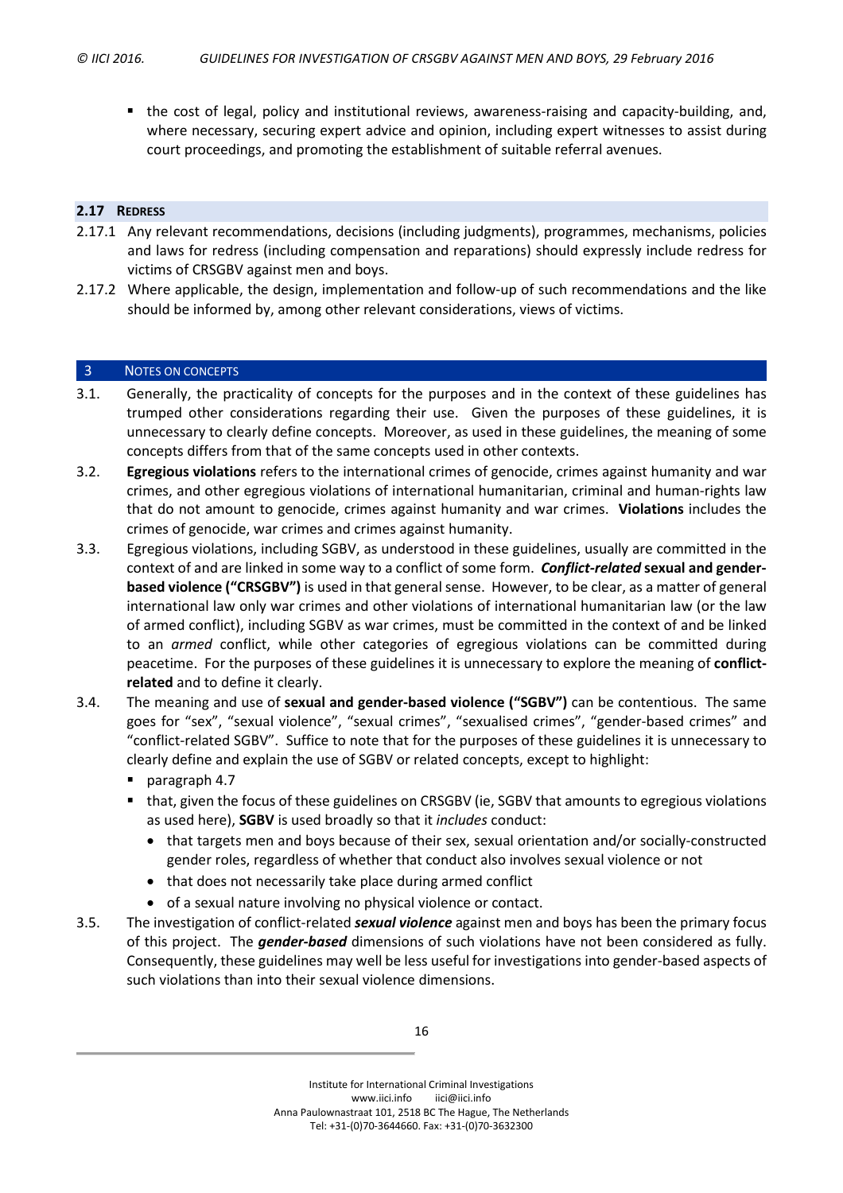- the cost of legal, policy and institutional reviews, awareness-raising and capacity-building, and, where necessary, securing expert advice and opinion, including expert witnesses to assist during court proceedings, and promoting the establishment of suitable referral avenues.

### 2.17 Redress

2.17.1 Any relevant recommendations, decisions (including judgments), programmes, mechanisms, policies and laws for redress (including compensation and reparations) should expressly include redress for victims of CRSGBV against men and boys.

2.17.2 Where applicable, the design, implementation and follow-up of such recommendations and the like should be informed by, among other relevant considerations, views of victims.

## 3 Notes on Concepts

3.1. Generally, the practicality of concepts for the purposes and in the context of these guidelines has trumped other considerations regarding their use. Given the purposes of these guidelines, it is unnecessary to clearly define concepts. Moreover, as used in these guidelines, the meaning of some concepts differs from that of the same concepts used in other contexts.

3.2. **Egregious violations** refers to the international crimes of genocide, crimes against humanity and war crimes, and other egregious violations of international humanitarian, criminal and human-rights law that do not amount to genocide, crimes against humanity and war crimes. **Violations** includes the crimes of genocide, war crimes and crimes against humanity.

3.3. Egregious violations, including SGBV, as understood in these guidelines, usually are committed in the context of and are linked in some way to a conflict of some form. ***Conflict-related*** **sexual and gender-based violence ("CRSGBV")** is used in that general sense. However, to be clear, as a matter of general international law only war crimes and other violations of international humanitarian law (or the law of armed conflict), including SGBV as war crimes, must be committed in the context of and be linked to an *armed* conflict, while other categories of egregious violations can be committed during peacetime. For the purposes of these guidelines it is unnecessary to explore the meaning of **conflict-related** and to define it clearly.

3.4. The meaning and use of **sexual and gender-based violence ("SGBV")** can be contentious. The same goes for "sex", "sexual violence", "sexual crimes", "sexualised crimes", "gender-based crimes" and "conflict-related SGBV". Suffice to note that for the purposes of these guidelines it is unnecessary to clearly define and explain the use of SGBV or related concepts, except to highlight:

- paragraph 4.7
- that, given the focus of these guidelines on CRSGBV (ie, SGBV that amounts to egregious violations as used here), **SGBV** is used broadly so that it *includes* conduct:
  - that targets men and boys because of their sex, sexual orientation and/or socially-constructed gender roles, regardless of whether that conduct also involves sexual violence or not
  - that does not necessarily take place during armed conflict
  - of a sexual nature involving no physical violence or contact.

3.5. The investigation of conflict-related ***sexual violence*** against men and boys has been the primary focus of this project. The ***gender-based*** dimensions of such violations have not been considered as fully. Consequently, these guidelines may well be less useful for investigations into gender-based aspects of such violations than into their sexual violence dimensions.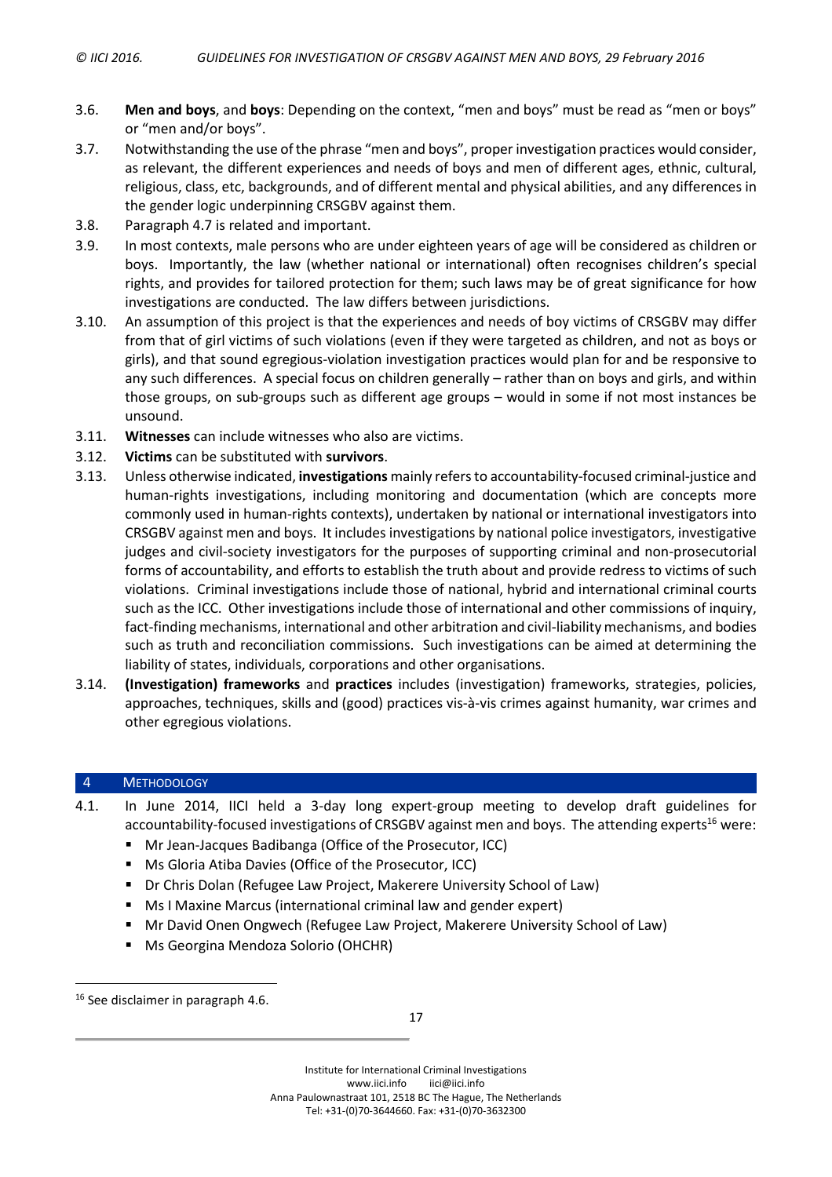3.6. **Men and boys**, and **boys**: Depending on the context, "men and boys" must be read as "men or boys" or "men and/or boys".

3.7. Notwithstanding the use of the phrase "men and boys", proper investigation practices would consider, as relevant, the different experiences and needs of boys and men of different ages, ethnic, cultural, religious, class, etc, backgrounds, and of different mental and physical abilities, and any differences in the gender logic underpinning CRSGBV against them.

3.8. Paragraph 4.7 is related and important.

3.9. In most contexts, male persons who are under eighteen years of age will be considered as children or boys. Importantly, the law (whether national or international) often recognises children's special rights, and provides for tailored protection for them; such laws may be of great significance for how investigations are conducted. The law differs between jurisdictions.

3.10. An assumption of this project is that the experiences and needs of boy victims of CRSGBV may differ from that of girl victims of such violations (even if they were targeted as children, and not as boys or girls), and that sound egregious-violation investigation practices would plan for and be responsive to any such differences. A special focus on children generally – rather than on boys and girls, and within those groups, on sub-groups such as different age groups – would in some if not most instances be unsound.

3.11. **Witnesses** can include witnesses who also are victims.

3.12. **Victims** can be substituted with **survivors**.

3.13. Unless otherwise indicated, **investigations** mainly refers to accountability-focused criminal-justice and human-rights investigations, including monitoring and documentation (which are concepts more commonly used in human-rights contexts), undertaken by national or international investigators into CRSGBV against men and boys. It includes investigations by national police investigators, investigative judges and civil-society investigators for the purposes of supporting criminal and non-prosecutorial forms of accountability, and efforts to establish the truth about and provide redress to victims of such violations. Criminal investigations include those of national, hybrid and international criminal courts such as the ICC. Other investigations include those of international and other commissions of inquiry, fact-finding mechanisms, international and other arbitration and civil-liability mechanisms, and bodies such as truth and reconciliation commissions. Such investigations can be aimed at determining the liability of states, individuals, corporations and other organisations.

3.14. **(Investigation) frameworks** and **practices** includes (investigation) frameworks, strategies, policies, approaches, techniques, skills and (good) practices vis-à-vis crimes against humanity, war crimes and other egregious violations.

## 4 METHODOLOGY

4.1. In June 2014, IICI held a 3-day long expert-group meeting to develop draft guidelines for accountability-focused investigations of CRSGBV against men and boys. The attending experts[16] were:

- Mr Jean-Jacques Badibanga (Office of the Prosecutor, ICC)
- Ms Gloria Atiba Davies (Office of the Prosecutor, ICC)
- Dr Chris Dolan (Refugee Law Project, Makerere University School of Law)
- Ms I Maxine Marcus (international criminal law and gender expert)
- Mr David Onen Ongwech (Refugee Law Project, Makerere University School of Law)
- Ms Georgina Mendoza Solorio (OHCHR)

[16] See disclaimer in paragraph 4.6.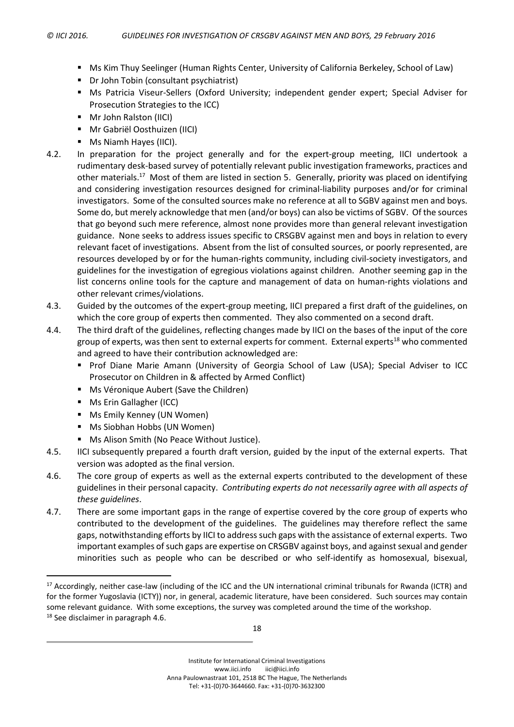- Ms Kim Thuy Seelinger (Human Rights Center, University of California Berkeley, School of Law)
- Dr John Tobin (consultant psychiatrist)
- Ms Patricia Viseur-Sellers (Oxford University; independent gender expert; Special Adviser for Prosecution Strategies to the ICC)
- Mr John Ralston (IICI)
- Mr Gabriël Oosthuizen (IICI)
- Ms Niamh Hayes (IICI).

4.2. In preparation for the project generally and for the expert-group meeting, IICI undertook a rudimentary desk-based survey of potentially relevant public investigation frameworks, practices and other materials.[17] Most of them are listed in section 5. Generally, priority was placed on identifying and considering investigation resources designed for criminal-liability purposes and/or for criminal investigators. Some of the consulted sources make no reference at all to SGBV against men and boys. Some do, but merely acknowledge that men (and/or boys) can also be victims of SGBV. Of the sources that go beyond such mere reference, almost none provides more than general relevant investigation guidance. None seeks to address issues specific to CRSGBV against men and boys in relation to every relevant facet of investigations. Absent from the list of consulted sources, or poorly represented, are resources developed by or for the human-rights community, including civil-society investigators, and guidelines for the investigation of egregious violations against children. Another seeming gap in the list concerns online tools for the capture and management of data on human-rights violations and other relevant crimes/violations.

4.3. Guided by the outcomes of the expert-group meeting, IICI prepared a first draft of the guidelines, on which the core group of experts then commented. They also commented on a second draft.

4.4. The third draft of the guidelines, reflecting changes made by IICI on the bases of the input of the core group of experts, was then sent to external experts for comment. External experts[18] who commented and agreed to have their contribution acknowledged are:

- Prof Diane Marie Amann (University of Georgia School of Law (USA); Special Adviser to ICC Prosecutor on Children in & affected by Armed Conflict)
- Ms Véronique Aubert (Save the Children)
- Ms Erin Gallagher (ICC)
- Ms Emily Kenney (UN Women)
- Ms Siobhan Hobbs (UN Women)
- Ms Alison Smith (No Peace Without Justice).

4.5. IICI subsequently prepared a fourth draft version, guided by the input of the external experts. That version was adopted as the final version.

4.6. The core group of experts as well as the external experts contributed to the development of these guidelines in their personal capacity. *Contributing experts do not necessarily agree with all aspects of these guidelines*.

4.7. There are some important gaps in the range of expertise covered by the core group of experts who contributed to the development of the guidelines. The guidelines may therefore reflect the same gaps, notwithstanding efforts by IICI to address such gaps with the assistance of external experts. Two important examples of such gaps are expertise on CRSGBV against boys, and against sexual and gender minorities such as people who can be described or who self-identify as homosexual, bisexual,

---

[17] Accordingly, neither case-law (including of the ICC and the UN international criminal tribunals for Rwanda (ICTR) and for the former Yugoslavia (ICTY)) nor, in general, academic literature, have been considered. Such sources may contain some relevant guidance. With some exceptions, the survey was completed around the time of the workshop.

[18] See disclaimer in paragraph 4.6.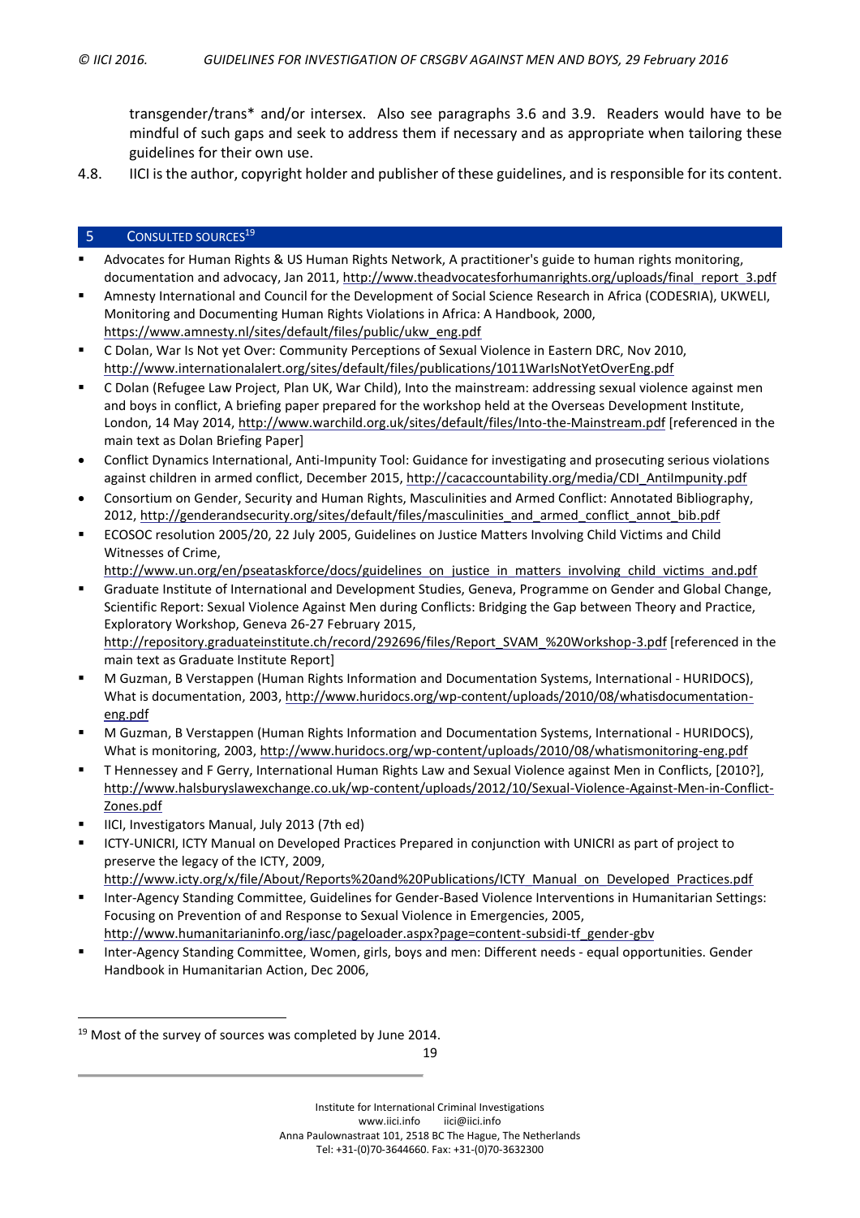transgender/trans* and/or intersex. Also see paragraphs 3.6 and 3.9. Readers would have to be mindful of such gaps and seek to address them if necessary and as appropriate when tailoring these guidelines for their own use.

4.8. IICI is the author, copyright holder and publisher of these guidelines, and is responsible for its content.

## 5 CONSULTED SOURCES[19]

- Advocates for Human Rights & US Human Rights Network, A practitioner's guide to human rights monitoring, documentation and advocacy, Jan 2011, http://www.theadvocatesforhumanrights.org/uploads/final_report_3.pdf
- Amnesty International and Council for the Development of Social Science Research in Africa (CODESRIA), UKWELI, Monitoring and Documenting Human Rights Violations in Africa: A Handbook, 2000, https://www.amnesty.nl/sites/default/files/public/ukw_eng.pdf
- C Dolan, War Is Not yet Over: Community Perceptions of Sexual Violence in Eastern DRC, Nov 2010, http://www.internationalalert.org/sites/default/files/publications/1011WarIsNotYetOverEng.pdf
- C Dolan (Refugee Law Project, Plan UK, War Child), Into the mainstream: addressing sexual violence against men and boys in conflict, A briefing paper prepared for the workshop held at the Overseas Development Institute, London, 14 May 2014, http://www.warchild.org.uk/sites/default/files/Into-the-Mainstream.pdf [referenced in the main text as Dolan Briefing Paper]
- Conflict Dynamics International, Anti-Impunity Tool: Guidance for investigating and prosecuting serious violations against children in armed conflict, December 2015, http://cacaccountability.org/media/CDI_AntiImpunity.pdf
- Consortium on Gender, Security and Human Rights, Masculinities and Armed Conflict: Annotated Bibliography, 2012, http://genderandsecurity.org/sites/default/files/masculinities_and_armed_conflict_annot_bib.pdf
- ECOSOC resolution 2005/20, 22 July 2005, Guidelines on Justice Matters Involving Child Victims and Child Witnesses of Crime, http://www.un.org/en/pseataskforce/docs/guidelines_on_justice_in_matters_involving_child_victims_and.pdf
- Graduate Institute of International and Development Studies, Geneva, Programme on Gender and Global Change, Scientific Report: Sexual Violence Against Men during Conflicts: Bridging the Gap between Theory and Practice, Exploratory Workshop, Geneva 26-27 February 2015, http://repository.graduateinstitute.ch/record/292696/files/Report_SVAM_%20Workshop-3.pdf [referenced in the main text as Graduate Institute Report]
- M Guzman, B Verstappen (Human Rights Information and Documentation Systems, International - HURIDOCS), What is documentation, 2003, http://www.huridocs.org/wp-content/uploads/2010/08/whatisdocumentation-eng.pdf
- M Guzman, B Verstappen (Human Rights Information and Documentation Systems, International - HURIDOCS), What is monitoring, 2003, http://www.huridocs.org/wp-content/uploads/2010/08/whatismonitoring-eng.pdf
- T Hennessey and F Gerry, International Human Rights Law and Sexual Violence against Men in Conflicts, [2010?], http://www.halsburyslawexchange.co.uk/wp-content/uploads/2012/10/Sexual-Violence-Against-Men-in-Conflict-Zones.pdf
- IICI, Investigators Manual, July 2013 (7th ed)
- ICTY-UNICRI, ICTY Manual on Developed Practices Prepared in conjunction with UNICRI as part of project to preserve the legacy of the ICTY, 2009, http://www.icty.org/x/file/About/Reports%20and%20Publications/ICTY_Manual_on_Developed_Practices.pdf
- Inter-Agency Standing Committee, Guidelines for Gender-Based Violence Interventions in Humanitarian Settings: Focusing on Prevention of and Response to Sexual Violence in Emergencies, 2005, http://www.humanitarianinfo.org/iasc/pageloader.aspx?page=content-subsidi-tf_gender-gbv
- Inter-Agency Standing Committee, Women, girls, boys and men: Different needs - equal opportunities. Gender Handbook in Humanitarian Action, Dec 2006,

[19] Most of the survey of sources was completed by June 2014.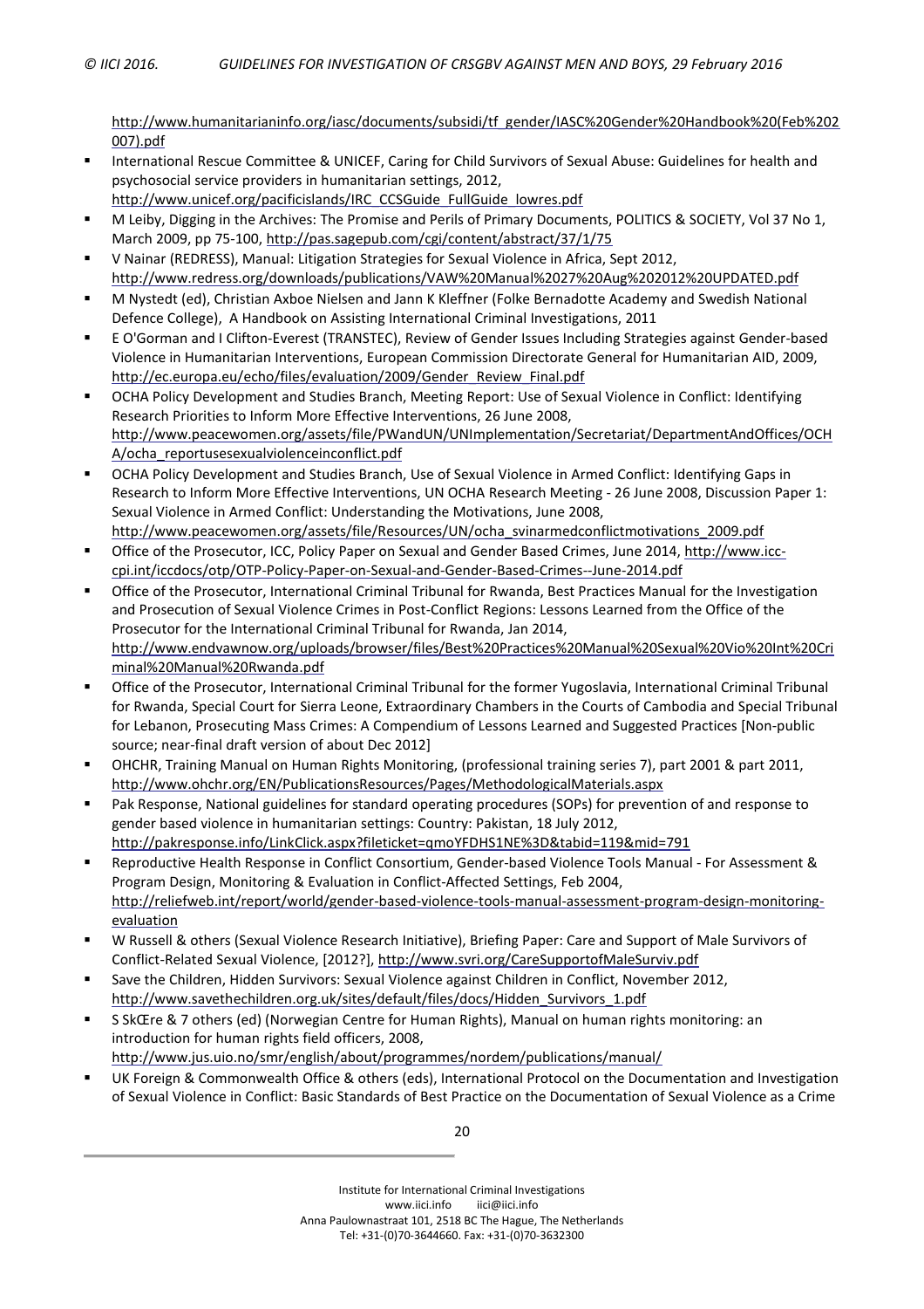http://www.humanitarianinfo.org/iasc/documents/subsidi/tf_gender/IASC%20Gender%20Handbook%20(Feb%202007).pdf

- International Rescue Committee & UNICEF, Caring for Child Survivors of Sexual Abuse: Guidelines for health and psychosocial service providers in humanitarian settings, 2012, http://www.unicef.org/pacificislands/IRC_CCSGuide_FullGuide_lowres.pdf
- M Leiby, Digging in the Archives: The Promise and Perils of Primary Documents, POLITICS & SOCIETY, Vol 37 No 1, March 2009, pp 75-100, http://pas.sagepub.com/cgi/content/abstract/37/1/75
- V Nainar (REDRESS), Manual: Litigation Strategies for Sexual Violence in Africa, Sept 2012, http://www.redress.org/downloads/publications/VAW%20Manual%2027%20Aug%202012%20UPDATED.pdf
- M Nystedt (ed), Christian Axboe Nielsen and Jann K Kleffner (Folke Bernadotte Academy and Swedish National Defence College), A Handbook on Assisting International Criminal Investigations, 2011
- E O'Gorman and I Clifton-Everest (TRANSTEC), Review of Gender Issues Including Strategies against Gender-based Violence in Humanitarian Interventions, European Commission Directorate General for Humanitarian AID, 2009, http://ec.europa.eu/echo/files/evaluation/2009/Gender_Review_Final.pdf
- OCHA Policy Development and Studies Branch, Meeting Report: Use of Sexual Violence in Conflict: Identifying Research Priorities to Inform More Effective Interventions, 26 June 2008, http://www.peacewomen.org/assets/file/PWandUN/UNImplementation/Secretariat/DepartmentAndOffices/OCHA/ocha_reportusesexualviolenceinconflict.pdf
- OCHA Policy Development and Studies Branch, Use of Sexual Violence in Armed Conflict: Identifying Gaps in Research to Inform More Effective Interventions, UN OCHA Research Meeting - 26 June 2008, Discussion Paper 1: Sexual Violence in Armed Conflict: Understanding the Motivations, June 2008, http://www.peacewomen.org/assets/file/Resources/UN/ocha_svinarmedconflictmotivations_2009.pdf
- Office of the Prosecutor, ICC, Policy Paper on Sexual and Gender Based Crimes, June 2014, http://www.icc-cpi.int/iccdocs/otp/OTP-Policy-Paper-on-Sexual-and-Gender-Based-Crimes--June-2014.pdf
- Office of the Prosecutor, International Criminal Tribunal for Rwanda, Best Practices Manual for the Investigation and Prosecution of Sexual Violence Crimes in Post-Conflict Regions: Lessons Learned from the Office of the Prosecutor for the International Criminal Tribunal for Rwanda, Jan 2014, http://www.endvawnow.org/uploads/browser/files/Best%20Practices%20Manual%20Sexual%20Vio%20Int%20Criminal%20Manual%20Rwanda.pdf
- Office of the Prosecutor, International Criminal Tribunal for the former Yugoslavia, International Criminal Tribunal for Rwanda, Special Court for Sierra Leone, Extraordinary Chambers in the Courts of Cambodia and Special Tribunal for Lebanon, Prosecuting Mass Crimes: A Compendium of Lessons Learned and Suggested Practices [Non-public source; near-final draft version of about Dec 2012]
- OHCHR, Training Manual on Human Rights Monitoring, (professional training series 7), part 2001 & part 2011, http://www.ohchr.org/EN/PublicationsResources/Pages/MethodologicalMaterials.aspx
- Pak Response, National guidelines for standard operating procedures (SOPs) for prevention of and response to gender based violence in humanitarian settings: Country: Pakistan, 18 July 2012, http://pakresponse.info/LinkClick.aspx?fileticket=qmoYFDHS1NE%3D&tabid=119&mid=791
- Reproductive Health Response in Conflict Consortium, Gender-based Violence Tools Manual - For Assessment & Program Design, Monitoring & Evaluation in Conflict-Affected Settings, Feb 2004, http://reliefweb.int/report/world/gender-based-violence-tools-manual-assessment-program-design-monitoring-evaluation
- W Russell & others (Sexual Violence Research Initiative), Briefing Paper: Care and Support of Male Survivors of Conflict-Related Sexual Violence, [2012?], http://www.svri.org/CareSupportofMaleSurviv.pdf
- Save the Children, Hidden Survivors: Sexual Violence against Children in Conflict, November 2012, http://www.savethechildren.org.uk/sites/default/files/docs/Hidden_Survivors_1.pdf
- S SkŒre & 7 others (ed) (Norwegian Centre for Human Rights), Manual on human rights monitoring: an introduction for human rights field officers, 2008, http://www.jus.uio.no/smr/english/about/programmes/nordem/publications/manual/
- UK Foreign & Commonwealth Office & others (eds), International Protocol on the Documentation and Investigation of Sexual Violence in Conflict: Basic Standards of Best Practice on the Documentation of Sexual Violence as a Crime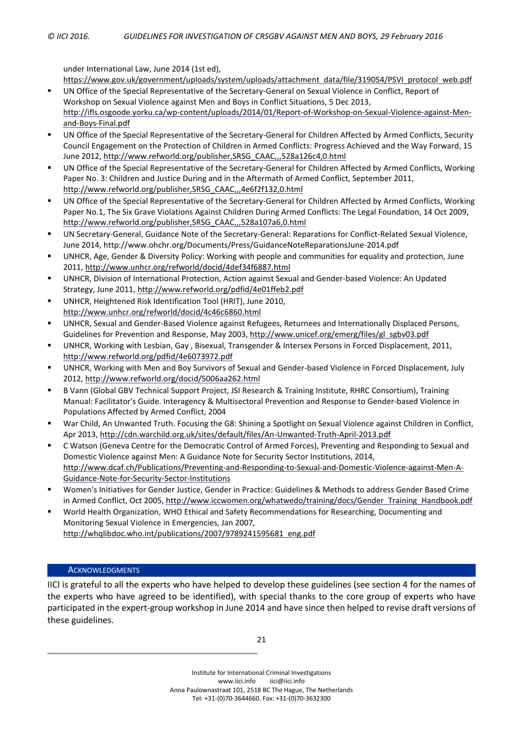under International Law, June 2014 (1st ed), https://www.gov.uk/government/uploads/system/uploads/attachment_data/file/319054/PSVI_protocol_web.pdf

- UN Office of the Special Representative of the Secretary-General on Sexual Violence in Conflict, Report of Workshop on Sexual Violence against Men and Boys in Conflict Situations, 5 Dec 2013, http://ifls.osgoode.yorku.ca/wp-content/uploads/2014/01/Report-of-Workshop-on-Sexual-Violence-against-Men-and-Boys-Final.pdf
- UN Office of the Special Representative of the Secretary-General for Children Affected by Armed Conflicts, Security Council Engagement on the Protection of Children in Armed Conflicts: Progress Achieved and the Way Forward, 15 June 2012, http://www.refworld.org/publisher,SRSG_CAAC,,,528a126c4,0.html
- UN Office of the Special Representative of the Secretary-General for Children Affected by Armed Conflicts, Working Paper No. 3: Children and Justice During and in the Aftermath of Armed Conflict, September 2011, http://www.refworld.org/publisher,SRSG_CAAC,,,4e6f2f132,0.html
- UN Office of the Special Representative of the Secretary-General for Children Affected by Armed Conflicts, Working Paper No.1, The Six Grave Violations Against Children During Armed Conflicts: The Legal Foundation, 14 Oct 2009, http://www.refworld.org/publisher,SRSG_CAAC,,,528a107a6,0.html
- UN Secretary-General, Guidance Note of the Secretary-General: Reparations for Conflict-Related Sexual Violence, June 2014, http://www.ohchr.org/Documents/Press/GuidanceNoteReparationsJune-2014.pdf
- UNHCR, Age, Gender & Diversity Policy: Working with people and communities for equality and protection, June 2011, http://www.unhcr.org/refworld/docid/4def34f6887.html
- UNHCR, Division of International Protection, Action against Sexual and Gender-based Violence: An Updated Strategy, June 2011, http://www.refworld.org/pdfid/4e01ffeb2.pdf
- UNHCR, Heightened Risk Identification Tool (HRIT), June 2010, http://www.unhcr.org/refworld/docid/4c46c6860.html
- UNHCR, Sexual and Gender-Based Violence against Refugees, Returnees and Internationally Displaced Persons, Guidelines for Prevention and Response, May 2003, http://www.unicef.org/emerg/files/gl_sgbv03.pdf
- UNHCR, Working with Lesbian, Gay , Bisexual, Transgender & Intersex Persons in Forced Displacement, 2011, http://www.refworld.org/pdfid/4e6073972.pdf
- UNHCR, Working with Men and Boy Survivors of Sexual and Gender-based Violence in Forced Displacement, July 2012, http://www.refworld.org/docid/5006aa262.html
- B Vann (Global GBV Technical Support Project, JSI Research & Training Institute, RHRC Consortium), Training Manual: Facilitator's Guide. Interagency & Multisectoral Prevention and Response to Gender-based Violence in Populations Affected by Armed Conflict, 2004
- War Child, An Unwanted Truth. Focusing the G8: Shining a Spotlight on Sexual Violence against Children in Conflict, Apr 2013, http://cdn.warchild.org.uk/sites/default/files/An-Unwanted-Truth-April-2013.pdf
- C Watson (Geneva Centre for the Democratic Control of Armed Forces), Preventing and Responding to Sexual and Domestic Violence against Men: A Guidance Note for Security Sector Institutions, 2014, http://www.dcaf.ch/Publications/Preventing-and-Responding-to-Sexual-and-Domestic-Violence-against-Men-A-Guidance-Note-for-Security-Sector-Institutions
- Women's Initiatives for Gender Justice, Gender in Practice: Guidelines & Methods to address Gender Based Crime in Armed Conflict, Oct 2005, http://www.iccwomen.org/whatwedo/training/docs/Gender_Training_Handbook.pdf
- World Health Organization, WHO Ethical and Safety Recommendations for Researching, Documenting and Monitoring Sexual Violence in Emergencies, Jan 2007, http://whqlibdoc.who.int/publications/2007/9789241595681_eng.pdf

## Acknowledgments

IICI is grateful to all the experts who have helped to develop these guidelines (see section 4 for the names of the experts who have agreed to be identified), with special thanks to the core group of experts who have participated in the expert-group workshop in June 2014 and have since then helped to revise draft versions of these guidelines.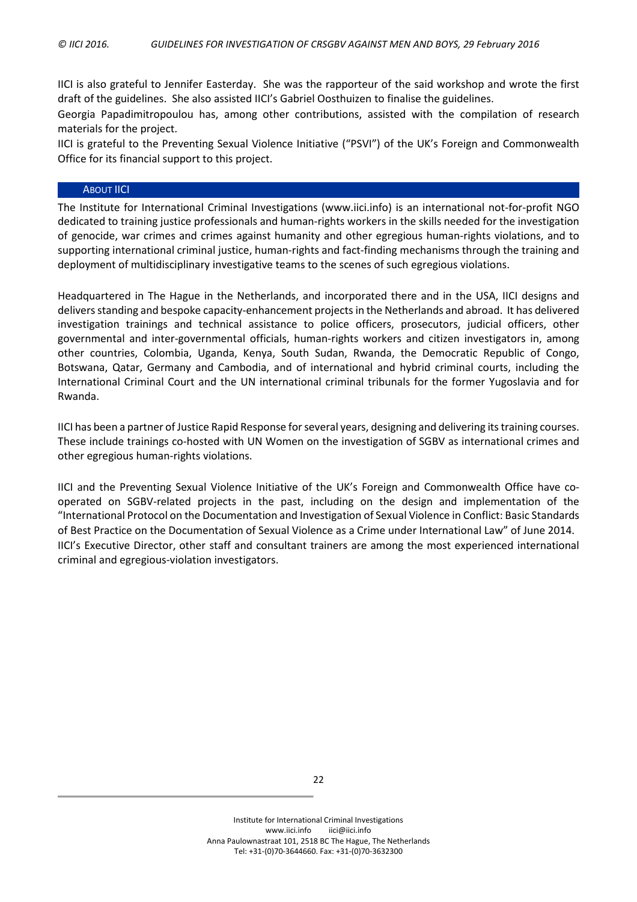IICI is also grateful to Jennifer Easterday. She was the rapporteur of the said workshop and wrote the first draft of the guidelines. She also assisted IICI's Gabriel Oosthuizen to finalise the guidelines.

Georgia Papadimitropoulou has, among other contributions, assisted with the compilation of research materials for the project.

IICI is grateful to the Preventing Sexual Violence Initiative ("PSVI") of the UK's Foreign and Commonwealth Office for its financial support to this project.

## About IICI

The Institute for International Criminal Investigations (www.iici.info) is an international not-for-profit NGO dedicated to training justice professionals and human-rights workers in the skills needed for the investigation of genocide, war crimes and crimes against humanity and other egregious human-rights violations, and to supporting international criminal justice, human-rights and fact-finding mechanisms through the training and deployment of multidisciplinary investigative teams to the scenes of such egregious violations.

Headquartered in The Hague in the Netherlands, and incorporated there and in the USA, IICI designs and delivers standing and bespoke capacity-enhancement projects in the Netherlands and abroad. It has delivered investigation trainings and technical assistance to police officers, prosecutors, judicial officers, other governmental and inter-governmental officials, human-rights workers and citizen investigators in, among other countries, Colombia, Uganda, Kenya, South Sudan, Rwanda, the Democratic Republic of Congo, Botswana, Qatar, Germany and Cambodia, and of international and hybrid criminal courts, including the International Criminal Court and the UN international criminal tribunals for the former Yugoslavia and for Rwanda.

IICI has been a partner of Justice Rapid Response for several years, designing and delivering its training courses. These include trainings co-hosted with UN Women on the investigation of SGBV as international crimes and other egregious human-rights violations.

IICI and the Preventing Sexual Violence Initiative of the UK's Foreign and Commonwealth Office have co-operated on SGBV-related projects in the past, including on the design and implementation of the "International Protocol on the Documentation and Investigation of Sexual Violence in Conflict: Basic Standards of Best Practice on the Documentation of Sexual Violence as a Crime under International Law" of June 2014.

IICI's Executive Director, other staff and consultant trainers are among the most experienced international criminal and egregious-violation investigators.